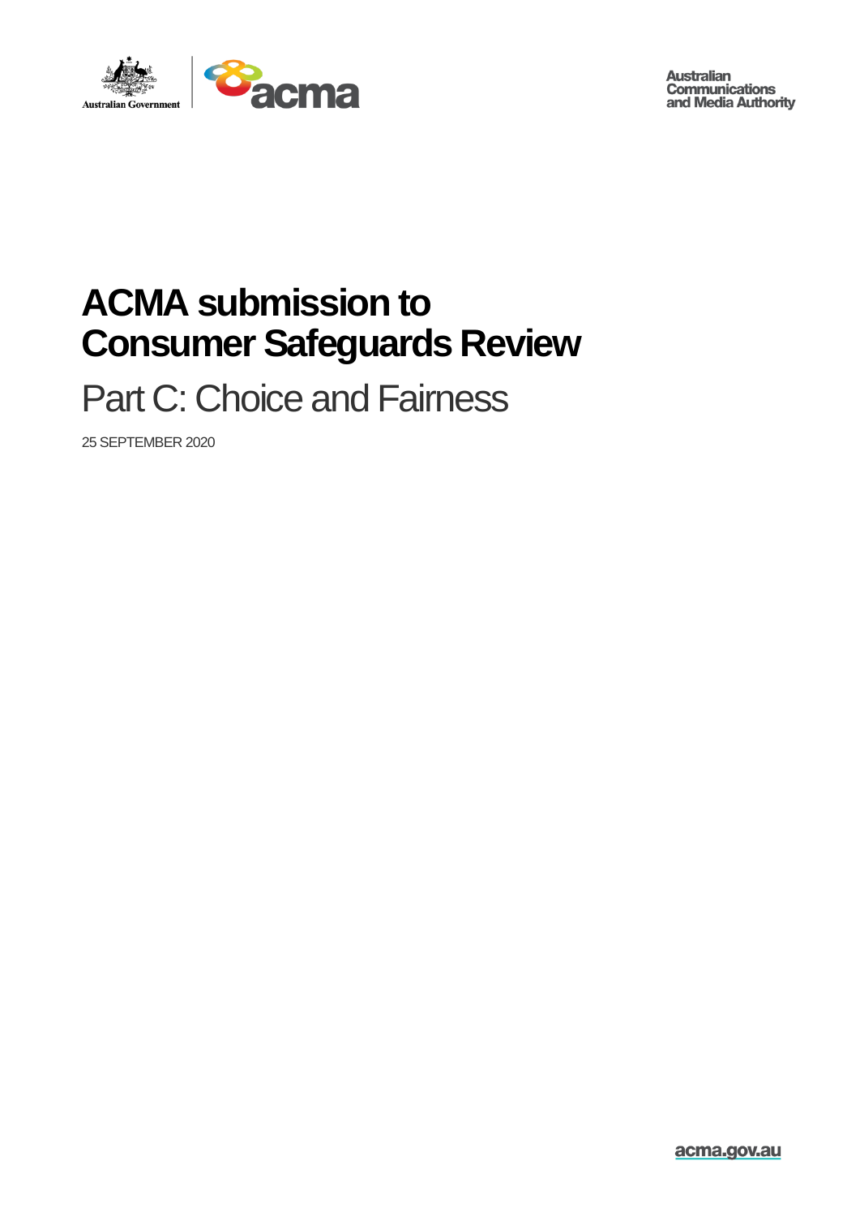Australian Government

acma

Australian Communications and Media Authority

# ACMA submission to Consumer Safeguards Review

## Part C: Choice and Fairness

25 SEPTEMBER 2020

acma.gov.au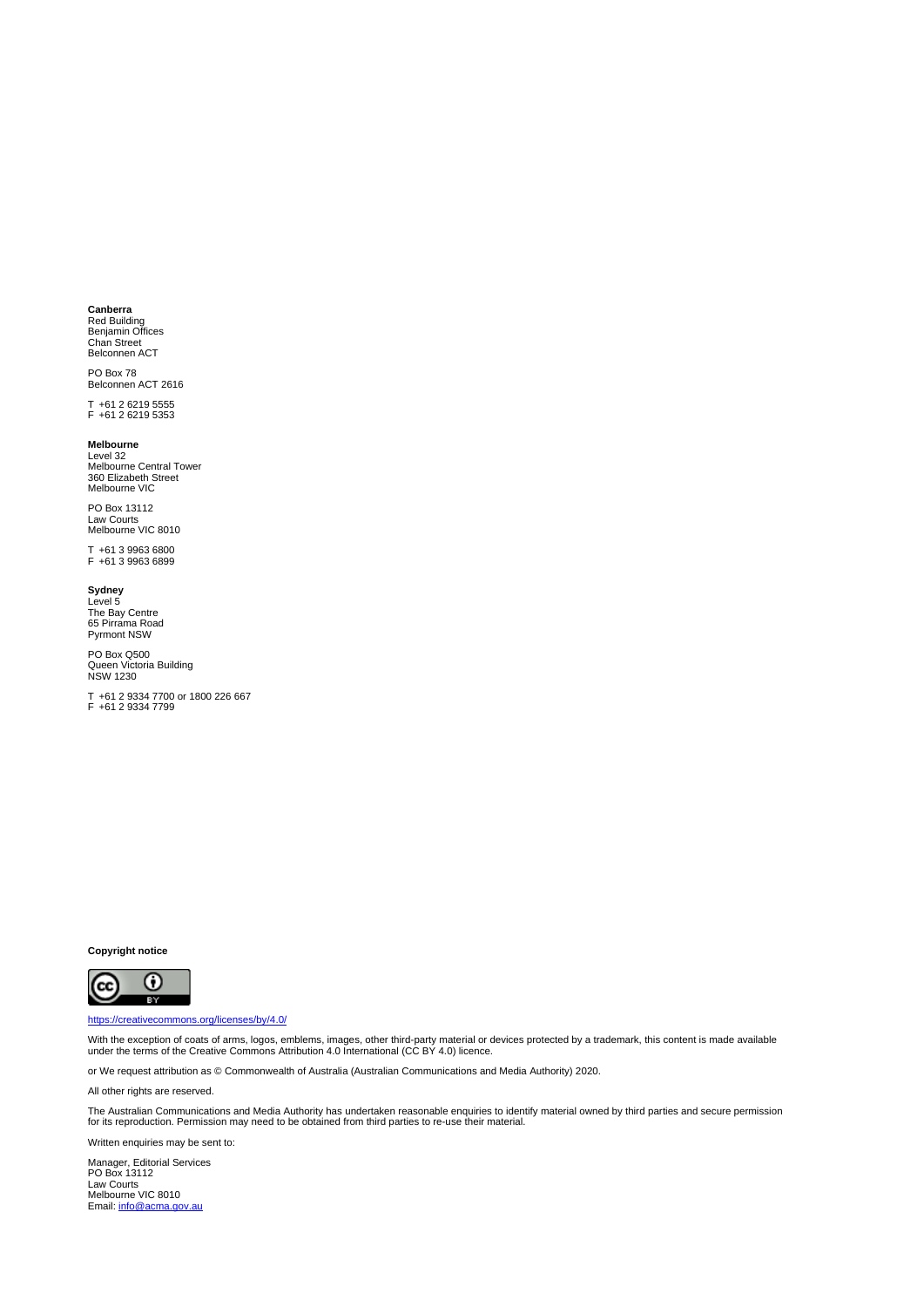**Canberra**
Red Building
Benjamin Offices
Chan Street
Belconnen ACT

PO Box 78
Belconnen ACT 2616

T +61 2 6219 5555
F +61 2 6219 5353

**Melbourne**
Level 32
Melbourne Central Tower
360 Elizabeth Street
Melbourne VIC

PO Box 13112
Law Courts
Melbourne VIC 8010

T +61 3 9963 6800
F +61 3 9963 6899

**Sydney**
Level 5
The Bay Centre
65 Pirrama Road
Pyrmont NSW

PO Box Q500
Queen Victoria Building
NSW 1230

T +61 2 9334 7700 or 1800 226 667
F +61 2 9334 7799

**Copyright notice**

https://creativecommons.org/licenses/by/4.0/

With the exception of coats of arms, logos, emblems, images, other third-party material or devices protected by a trademark, this content is made available under the terms of the Creative Commons Attribution 4.0 International (CC BY 4.0) licence.

or We request attribution as © Commonwealth of Australia (Australian Communications and Media Authority) 2020.

All other rights are reserved.

The Australian Communications and Media Authority has undertaken reasonable enquiries to identify material owned by third parties and secure permission for its reproduction. Permission may need to be obtained from third parties to re-use their material.

Written enquiries may be sent to:

Manager, Editorial Services
PO Box 13112
Law Courts
Melbourne VIC 8010
Email: info@acma.gov.au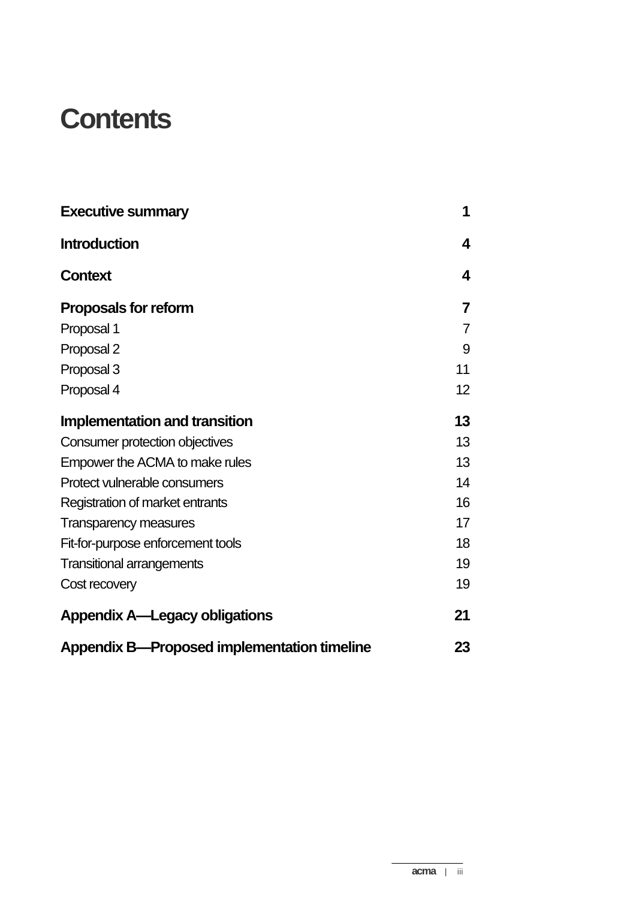# Contents

| | |
|---|---|
| **Executive summary** | **1** |
| **Introduction** | **4** |
| **Context** | **4** |
| **Proposals for reform** | **7** |
| Proposal 1 | 7 |
| Proposal 2 | 9 |
| Proposal 3 | 11 |
| Proposal 4 | 12 |
| **Implementation and transition** | **13** |
| Consumer protection objectives | 13 |
| Empower the ACMA to make rules | 13 |
| Protect vulnerable consumers | 14 |
| Registration of market entrants | 16 |
| Transparency measures | 17 |
| Fit-for-purpose enforcement tools | 18 |
| Transitional arrangements | 19 |
| Cost recovery | 19 |
| **Appendix A—Legacy obligations** | **21** |
| **Appendix B—Proposed implementation timeline** | **23** |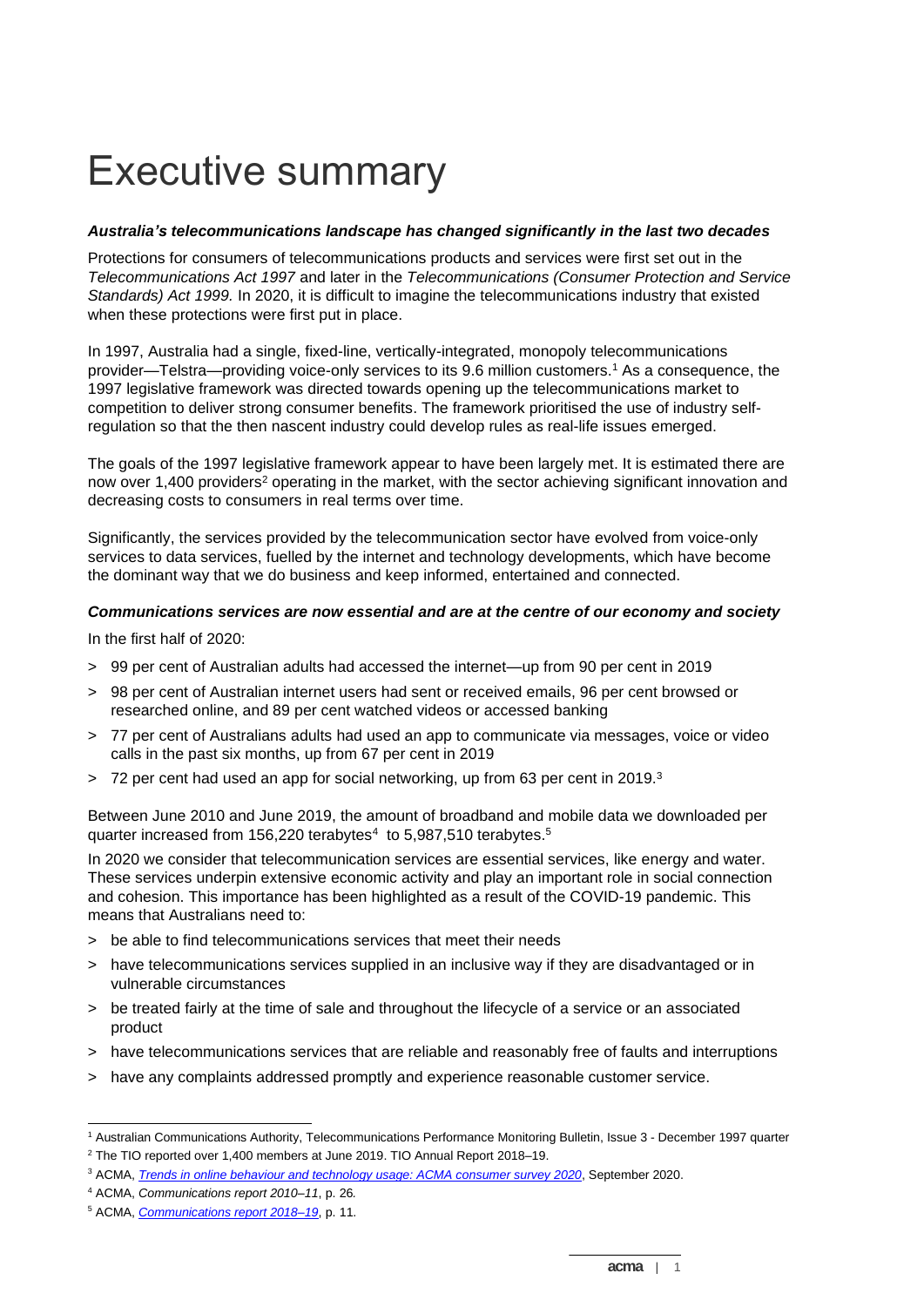# Executive summary

***Australia's telecommunications landscape has changed significantly in the last two decades***

Protections for consumers of telecommunications products and services were first set out in the *Telecommunications Act 1997* and later in the *Telecommunications (Consumer Protection and Service Standards) Act 1999.* In 2020, it is difficult to imagine the telecommunications industry that existed when these protections were first put in place.

In 1997, Australia had a single, fixed-line, vertically-integrated, monopoly telecommunications provider—Telstra—providing voice-only services to its 9.6 million customers.[1] As a consequence, the 1997 legislative framework was directed towards opening up the telecommunications market to competition to deliver strong consumer benefits. The framework prioritised the use of industry self-regulation so that the then nascent industry could develop rules as real-life issues emerged.

The goals of the 1997 legislative framework appear to have been largely met. It is estimated there are now over 1,400 providers[2] operating in the market, with the sector achieving significant innovation and decreasing costs to consumers in real terms over time.

Significantly, the services provided by the telecommunication sector have evolved from voice-only services to data services, fuelled by the internet and technology developments, which have become the dominant way that we do business and keep informed, entertained and connected.

***Communications services are now essential and are at the centre of our economy and society***

In the first half of 2020:

- 99 per cent of Australian adults had accessed the internet—up from 90 per cent in 2019
- 98 per cent of Australian internet users had sent or received emails, 96 per cent browsed or researched online, and 89 per cent watched videos or accessed banking
- 77 per cent of Australians adults had used an app to communicate via messages, voice or video calls in the past six months, up from 67 per cent in 2019
- 72 per cent had used an app for social networking, up from 63 per cent in 2019.[3]

Between June 2010 and June 2019, the amount of broadband and mobile data we downloaded per quarter increased from 156,220 terabytes[4] to 5,987,510 terabytes.[5]

In 2020 we consider that telecommunication services are essential services, like energy and water. These services underpin extensive economic activity and play an important role in social connection and cohesion. This importance has been highlighted as a result of the COVID-19 pandemic. This means that Australians need to:

- be able to find telecommunications services that meet their needs
- have telecommunications services supplied in an inclusive way if they are disadvantaged or in vulnerable circumstances
- be treated fairly at the time of sale and throughout the lifecycle of a service or an associated product
- have telecommunications services that are reliable and reasonably free of faults and interruptions
- have any complaints addressed promptly and experience reasonable customer service.

---

[1] Australian Communications Authority, Telecommunications Performance Monitoring Bulletin, Issue 3 - December 1997 quarter

[2] The TIO reported over 1,400 members at June 2019. TIO Annual Report 2018–19.

[3] ACMA, *Trends in online behaviour and technology usage: ACMA consumer survey 2020*, September 2020.

[4] ACMA, *Communications report 2010–11*, p. 26.

[5] ACMA, *Communications report 2018–19*, p. 11.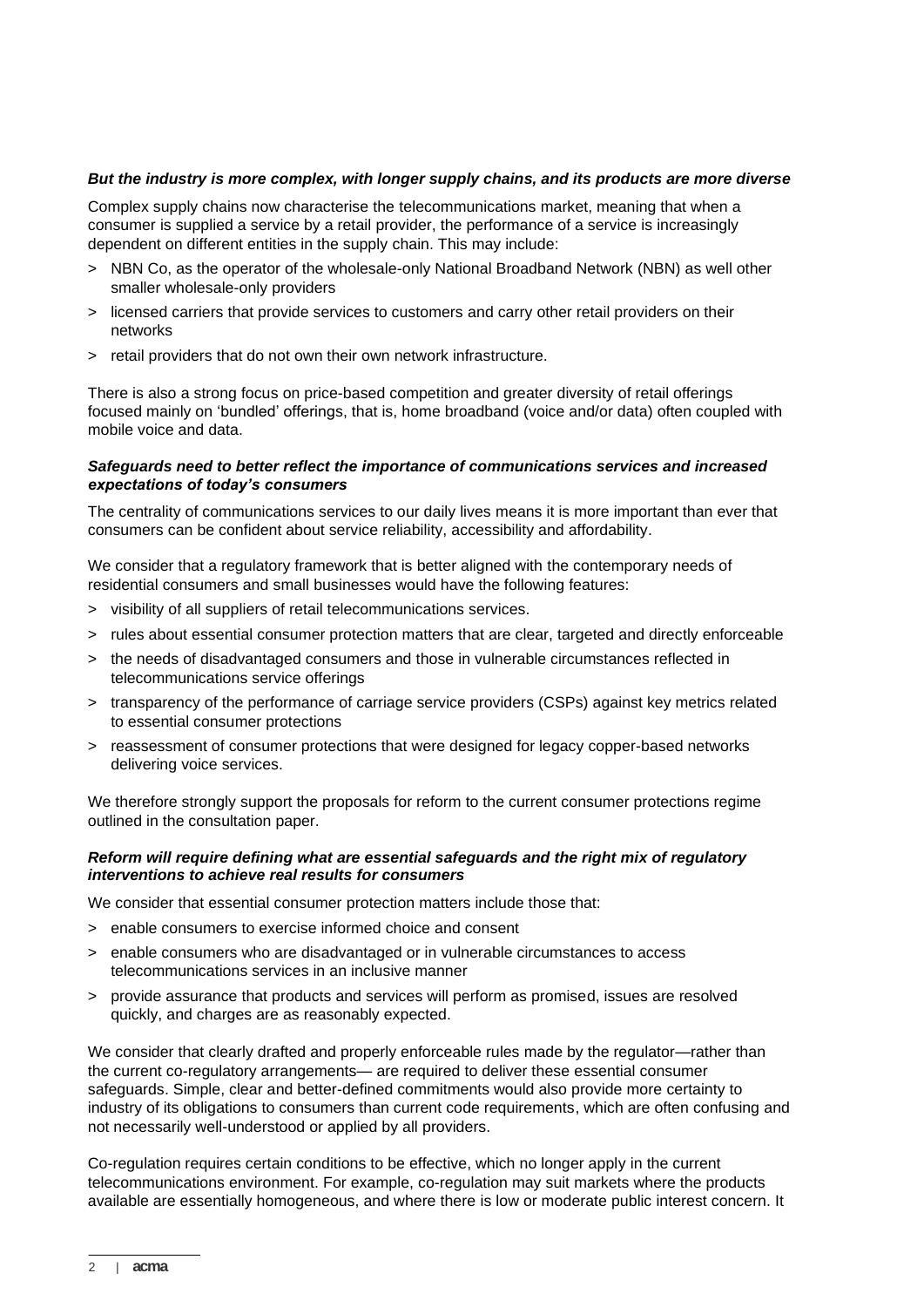***But the industry is more complex, with longer supply chains, and its products are more diverse***

Complex supply chains now characterise the telecommunications market, meaning that when a consumer is supplied a service by a retail provider, the performance of a service is increasingly dependent on different entities in the supply chain. This may include:

- NBN Co, as the operator of the wholesale-only National Broadband Network (NBN) as well other smaller wholesale-only providers
- licensed carriers that provide services to customers and carry other retail providers on their networks
- retail providers that do not own their own network infrastructure.

There is also a strong focus on price-based competition and greater diversity of retail offerings focused mainly on 'bundled' offerings, that is, home broadband (voice and/or data) often coupled with mobile voice and data.

***Safeguards need to better reflect the importance of communications services and increased expectations of today's consumers***

The centrality of communications services to our daily lives means it is more important than ever that consumers can be confident about service reliability, accessibility and affordability.

We consider that a regulatory framework that is better aligned with the contemporary needs of residential consumers and small businesses would have the following features:

- visibility of all suppliers of retail telecommunications services.
- rules about essential consumer protection matters that are clear, targeted and directly enforceable
- the needs of disadvantaged consumers and those in vulnerable circumstances reflected in telecommunications service offerings
- transparency of the performance of carriage service providers (CSPs) against key metrics related to essential consumer protections
- reassessment of consumer protections that were designed for legacy copper-based networks delivering voice services.

We therefore strongly support the proposals for reform to the current consumer protections regime outlined in the consultation paper.

***Reform will require defining what are essential safeguards and the right mix of regulatory interventions to achieve real results for consumers***

We consider that essential consumer protection matters include those that:

- enable consumers to exercise informed choice and consent
- enable consumers who are disadvantaged or in vulnerable circumstances to access telecommunications services in an inclusive manner
- provide assurance that products and services will perform as promised, issues are resolved quickly, and charges are as reasonably expected.

We consider that clearly drafted and properly enforceable rules made by the regulator—rather than the current co-regulatory arrangements— are required to deliver these essential consumer safeguards. Simple, clear and better-defined commitments would also provide more certainty to industry of its obligations to consumers than current code requirements, which are often confusing and not necessarily well-understood or applied by all providers.

Co-regulation requires certain conditions to be effective, which no longer apply in the current telecommunications environment. For example, co-regulation may suit markets where the products available are essentially homogeneous, and where there is low or moderate public interest concern. It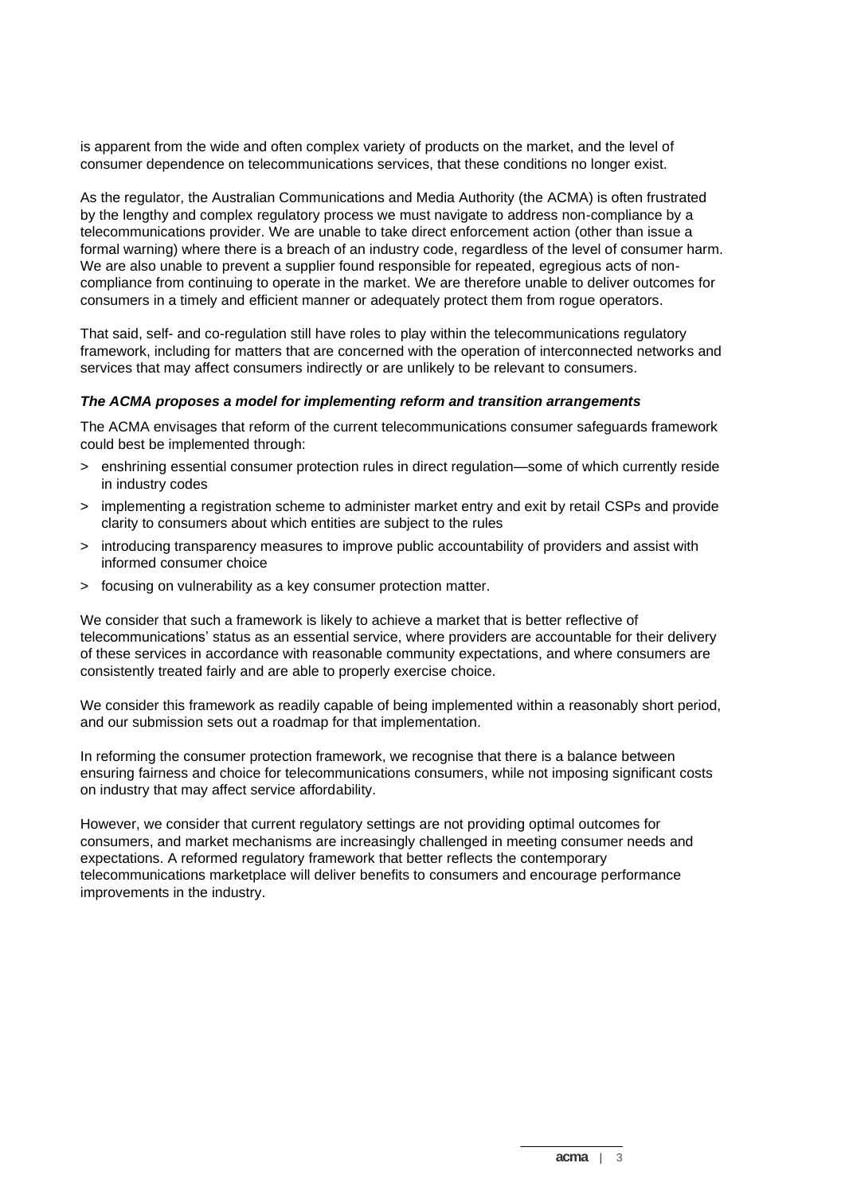is apparent from the wide and often complex variety of products on the market, and the level of consumer dependence on telecommunications services, that these conditions no longer exist.

As the regulator, the Australian Communications and Media Authority (the ACMA) is often frustrated by the lengthy and complex regulatory process we must navigate to address non-compliance by a telecommunications provider. We are unable to take direct enforcement action (other than issue a formal warning) where there is a breach of an industry code, regardless of the level of consumer harm. We are also unable to prevent a supplier found responsible for repeated, egregious acts of non-compliance from continuing to operate in the market. We are therefore unable to deliver outcomes for consumers in a timely and efficient manner or adequately protect them from rogue operators.

That said, self- and co-regulation still have roles to play within the telecommunications regulatory framework, including for matters that are concerned with the operation of interconnected networks and services that may affect consumers indirectly or are unlikely to be relevant to consumers.

***The ACMA proposes a model for implementing reform and transition arrangements***

The ACMA envisages that reform of the current telecommunications consumer safeguards framework could best be implemented through:

- enshrining essential consumer protection rules in direct regulation—some of which currently reside in industry codes
- implementing a registration scheme to administer market entry and exit by retail CSPs and provide clarity to consumers about which entities are subject to the rules
- introducing transparency measures to improve public accountability of providers and assist with informed consumer choice
- focusing on vulnerability as a key consumer protection matter.

We consider that such a framework is likely to achieve a market that is better reflective of telecommunications' status as an essential service, where providers are accountable for their delivery of these services in accordance with reasonable community expectations, and where consumers are consistently treated fairly and are able to properly exercise choice.

We consider this framework as readily capable of being implemented within a reasonably short period, and our submission sets out a roadmap for that implementation.

In reforming the consumer protection framework, we recognise that there is a balance between ensuring fairness and choice for telecommunications consumers, while not imposing significant costs on industry that may affect service affordability.

However, we consider that current regulatory settings are not providing optimal outcomes for consumers, and market mechanisms are increasingly challenged in meeting consumer needs and expectations. A reformed regulatory framework that better reflects the contemporary telecommunications marketplace will deliver benefits to consumers and encourage performance improvements in the industry.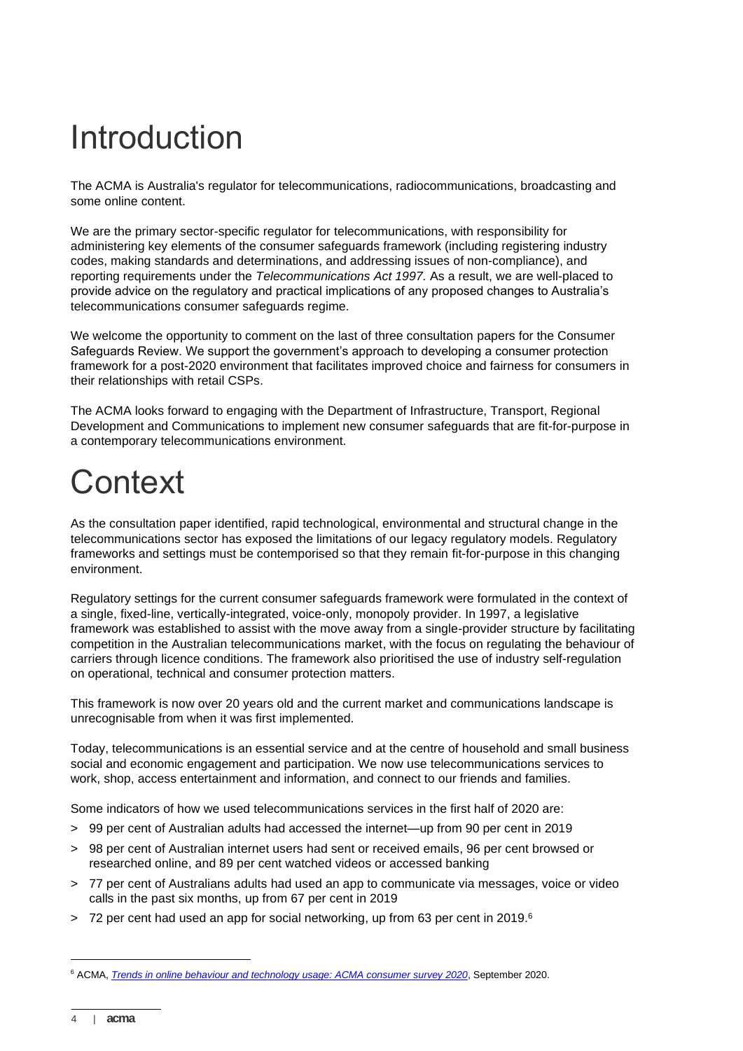# Introduction

The ACMA is Australia's regulator for telecommunications, radiocommunications, broadcasting and some online content.

We are the primary sector-specific regulator for telecommunications, with responsibility for administering key elements of the consumer safeguards framework (including registering industry codes, making standards and determinations, and addressing issues of non-compliance), and reporting requirements under the *Telecommunications Act 1997.* As a result, we are well-placed to provide advice on the regulatory and practical implications of any proposed changes to Australia's telecommunications consumer safeguards regime.

We welcome the opportunity to comment on the last of three consultation papers for the Consumer Safeguards Review. We support the government's approach to developing a consumer protection framework for a post-2020 environment that facilitates improved choice and fairness for consumers in their relationships with retail CSPs.

The ACMA looks forward to engaging with the Department of Infrastructure, Transport, Regional Development and Communications to implement new consumer safeguards that are fit-for-purpose in a contemporary telecommunications environment.

# Context

As the consultation paper identified, rapid technological, environmental and structural change in the telecommunications sector has exposed the limitations of our legacy regulatory models. Regulatory frameworks and settings must be contemporised so that they remain fit-for-purpose in this changing environment.

Regulatory settings for the current consumer safeguards framework were formulated in the context of a single, fixed-line, vertically-integrated, voice-only, monopoly provider. In 1997, a legislative framework was established to assist with the move away from a single-provider structure by facilitating competition in the Australian telecommunications market, with the focus on regulating the behaviour of carriers through licence conditions. The framework also prioritised the use of industry self-regulation on operational, technical and consumer protection matters.

This framework is now over 20 years old and the current market and communications landscape is unrecognisable from when it was first implemented.

Today, telecommunications is an essential service and at the centre of household and small business social and economic engagement and participation. We now use telecommunications services to work, shop, access entertainment and information, and connect to our friends and families.

Some indicators of how we used telecommunications services in the first half of 2020 are:

- 99 per cent of Australian adults had accessed the internet—up from 90 per cent in 2019
- 98 per cent of Australian internet users had sent or received emails, 96 per cent browsed or researched online, and 89 per cent watched videos or accessed banking
- 77 per cent of Australians adults had used an app to communicate via messages, voice or video calls in the past six months, up from 67 per cent in 2019
- 72 per cent had used an app for social networking, up from 63 per cent in 2019.[6]

[6] ACMA, *Trends in online behaviour and technology usage: ACMA consumer survey 2020*, September 2020.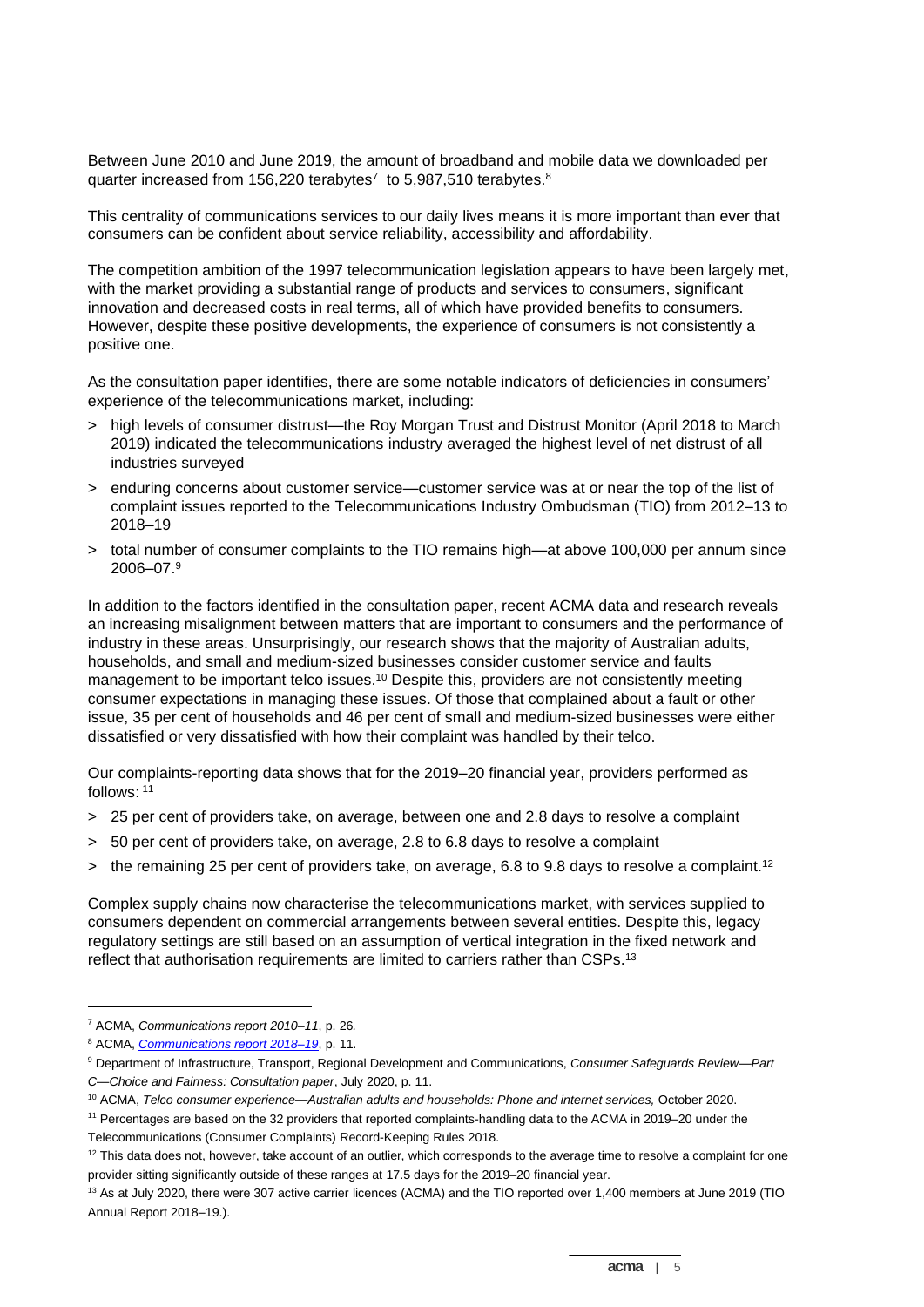Between June 2010 and June 2019, the amount of broadband and mobile data we downloaded per quarter increased from 156,220 terabytes[7] to 5,987,510 terabytes.[8]

This centrality of communications services to our daily lives means it is more important than ever that consumers can be confident about service reliability, accessibility and affordability.

The competition ambition of the 1997 telecommunication legislation appears to have been largely met, with the market providing a substantial range of products and services to consumers, significant innovation and decreased costs in real terms, all of which have provided benefits to consumers. However, despite these positive developments, the experience of consumers is not consistently a positive one.

As the consultation paper identifies, there are some notable indicators of deficiencies in consumers' experience of the telecommunications market, including:

- high levels of consumer distrust—the Roy Morgan Trust and Distrust Monitor (April 2018 to March 2019) indicated the telecommunications industry averaged the highest level of net distrust of all industries surveyed
- enduring concerns about customer service—customer service was at or near the top of the list of complaint issues reported to the Telecommunications Industry Ombudsman (TIO) from 2012–13 to 2018–19
- total number of consumer complaints to the TIO remains high—at above 100,000 per annum since 2006–07.[9]

In addition to the factors identified in the consultation paper, recent ACMA data and research reveals an increasing misalignment between matters that are important to consumers and the performance of industry in these areas. Unsurprisingly, our research shows that the majority of Australian adults, households, and small and medium-sized businesses consider customer service and faults management to be important telco issues.[10] Despite this, providers are not consistently meeting consumer expectations in managing these issues. Of those that complained about a fault or other issue, 35 per cent of households and 46 per cent of small and medium-sized businesses were either dissatisfied or very dissatisfied with how their complaint was handled by their telco.

Our complaints-reporting data shows that for the 2019–20 financial year, providers performed as follows:[11]

- 25 per cent of providers take, on average, between one and 2.8 days to resolve a complaint
- 50 per cent of providers take, on average, 2.8 to 6.8 days to resolve a complaint
- the remaining 25 per cent of providers take, on average, 6.8 to 9.8 days to resolve a complaint.[12]

Complex supply chains now characterise the telecommunications market, with services supplied to consumers dependent on commercial arrangements between several entities. Despite this, legacy regulatory settings are still based on an assumption of vertical integration in the fixed network and reflect that authorisation requirements are limited to carriers rather than CSPs.[13]

---

[7] ACMA, *Communications report 2010–11*, p. 26.

[8] ACMA, *Communications report 2018–19*, p. 11.

[9] Department of Infrastructure, Transport, Regional Development and Communications, *Consumer Safeguards Review—Part C—Choice and Fairness: Consultation paper*, July 2020, p. 11.

[10] ACMA, *Telco consumer experience—Australian adults and households: Phone and internet services,* October 2020.

[11] Percentages are based on the 32 providers that reported complaints-handling data to the ACMA in 2019–20 under the Telecommunications (Consumer Complaints) Record-Keeping Rules 2018.

[12] This data does not, however, take account of an outlier, which corresponds to the average time to resolve a complaint for one provider sitting significantly outside of these ranges at 17.5 days for the 2019–20 financial year.

[13] As at July 2020, there were 307 active carrier licences (ACMA) and the TIO reported over 1,400 members at June 2019 (TIO Annual Report 2018–19.).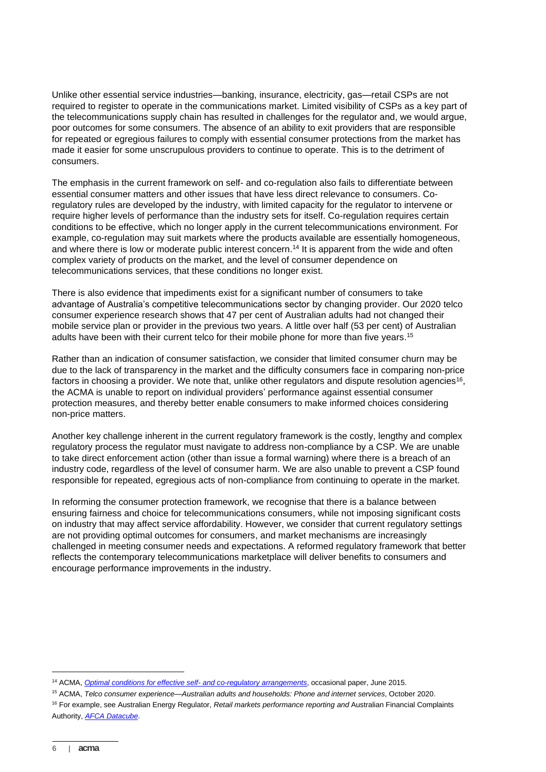Unlike other essential service industries—banking, insurance, electricity, gas—retail CSPs are not required to register to operate in the communications market. Limited visibility of CSPs as a key part of the telecommunications supply chain has resulted in challenges for the regulator and, we would argue, poor outcomes for some consumers. The absence of an ability to exit providers that are responsible for repeated or egregious failures to comply with essential consumer protections from the market has made it easier for some unscrupulous providers to continue to operate. This is to the detriment of consumers.

The emphasis in the current framework on self- and co-regulation also fails to differentiate between essential consumer matters and other issues that have less direct relevance to consumers. Co-regulatory rules are developed by the industry, with limited capacity for the regulator to intervene or require higher levels of performance than the industry sets for itself. Co-regulation requires certain conditions to be effective, which no longer apply in the current telecommunications environment. For example, co-regulation may suit markets where the products available are essentially homogeneous, and where there is low or moderate public interest concern.[14] It is apparent from the wide and often complex variety of products on the market, and the level of consumer dependence on telecommunications services, that these conditions no longer exist.

There is also evidence that impediments exist for a significant number of consumers to take advantage of Australia's competitive telecommunications sector by changing provider. Our 2020 telco consumer experience research shows that 47 per cent of Australian adults had not changed their mobile service plan or provider in the previous two years. A little over half (53 per cent) of Australian adults have been with their current telco for their mobile phone for more than five years.[15]

Rather than an indication of consumer satisfaction, we consider that limited consumer churn may be due to the lack of transparency in the market and the difficulty consumers face in comparing non-price factors in choosing a provider. We note that, unlike other regulators and dispute resolution agencies[16], the ACMA is unable to report on individual providers' performance against essential consumer protection measures, and thereby better enable consumers to make informed choices considering non-price matters.

Another key challenge inherent in the current regulatory framework is the costly, lengthy and complex regulatory process the regulator must navigate to address non-compliance by a CSP. We are unable to take direct enforcement action (other than issue a formal warning) where there is a breach of an industry code, regardless of the level of consumer harm. We are also unable to prevent a CSP found responsible for repeated, egregious acts of non-compliance from continuing to operate in the market.

In reforming the consumer protection framework, we recognise that there is a balance between ensuring fairness and choice for telecommunications consumers, while not imposing significant costs on industry that may affect service affordability. However, we consider that current regulatory settings are not providing optimal outcomes for consumers, and market mechanisms are increasingly challenged in meeting consumer needs and expectations. A reformed regulatory framework that better reflects the contemporary telecommunications marketplace will deliver benefits to consumers and encourage performance improvements in the industry.

---

[14] ACMA, *Optimal conditions for effective self- and co-regulatory arrangements*, occasional paper, June 2015.

[15] ACMA, *Telco consumer experience—Australian adults and households: Phone and internet services*, October 2020.

[16] For example, see Australian Energy Regulator, *Retail markets performance reporting and* Australian Financial Complaints Authority, *AFCA Datacube*.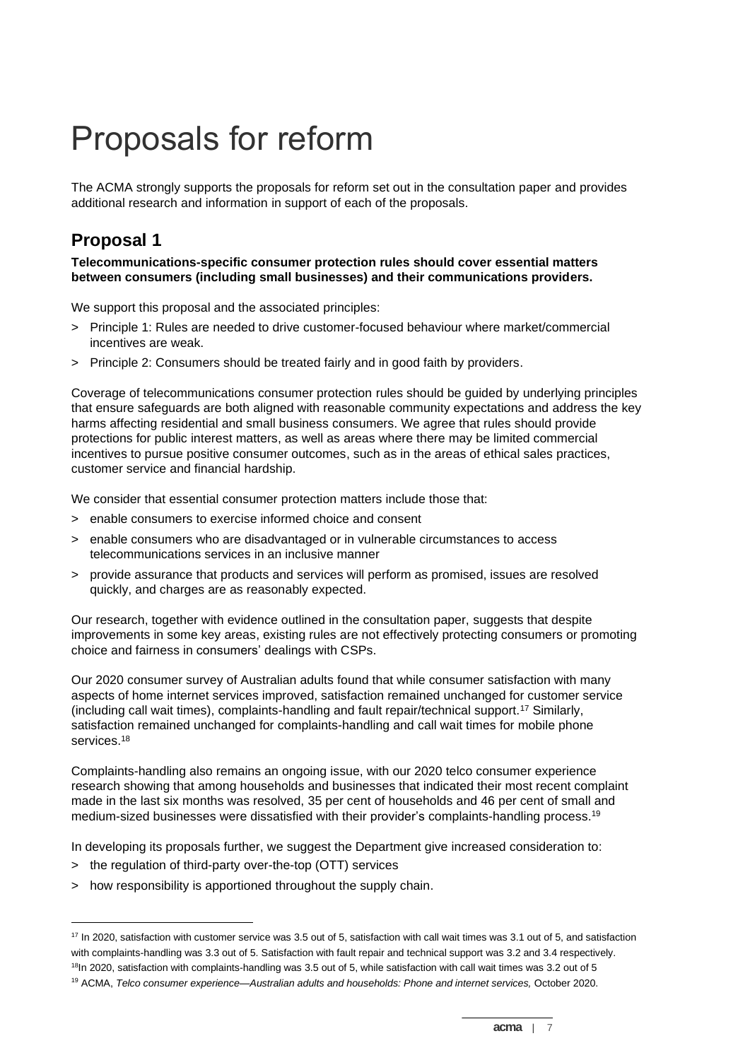# Proposals for reform

The ACMA strongly supports the proposals for reform set out in the consultation paper and provides additional research and information in support of each of the proposals.

## Proposal 1

**Telecommunications-specific consumer protection rules should cover essential matters between consumers (including small businesses) and their communications providers.**

We support this proposal and the associated principles:

> Principle 1: Rules are needed to drive customer-focused behaviour where market/commercial incentives are weak.

> Principle 2: Consumers should be treated fairly and in good faith by providers.

Coverage of telecommunications consumer protection rules should be guided by underlying principles that ensure safeguards are both aligned with reasonable community expectations and address the key harms affecting residential and small business consumers. We agree that rules should provide protections for public interest matters, as well as areas where there may be limited commercial incentives to pursue positive consumer outcomes, such as in the areas of ethical sales practices, customer service and financial hardship.

We consider that essential consumer protection matters include those that:

> enable consumers to exercise informed choice and consent

> enable consumers who are disadvantaged or in vulnerable circumstances to access telecommunications services in an inclusive manner

> provide assurance that products and services will perform as promised, issues are resolved quickly, and charges are as reasonably expected.

Our research, together with evidence outlined in the consultation paper, suggests that despite improvements in some key areas, existing rules are not effectively protecting consumers or promoting choice and fairness in consumers' dealings with CSPs.

Our 2020 consumer survey of Australian adults found that while consumer satisfaction with many aspects of home internet services improved, satisfaction remained unchanged for customer service (including call wait times), complaints-handling and fault repair/technical support.[17] Similarly, satisfaction remained unchanged for complaints-handling and call wait times for mobile phone services.[18]

Complaints-handling also remains an ongoing issue, with our 2020 telco consumer experience research showing that among households and businesses that indicated their most recent complaint made in the last six months was resolved, 35 per cent of households and 46 per cent of small and medium-sized businesses were dissatisfied with their provider's complaints-handling process.[19]

In developing its proposals further, we suggest the Department give increased consideration to:

> the regulation of third-party over-the-top (OTT) services

> how responsibility is apportioned throughout the supply chain.

---

[17] In 2020, satisfaction with customer service was 3.5 out of 5, satisfaction with call wait times was 3.1 out of 5, and satisfaction with complaints-handling was 3.3 out of 5. Satisfaction with fault repair and technical support was 3.2 and 3.4 respectively.

[18] In 2020, satisfaction with complaints-handling was 3.5 out of 5, while satisfaction with call wait times was 3.2 out of 5

[19] ACMA, *Telco consumer experience—Australian adults and households: Phone and internet services,* October 2020.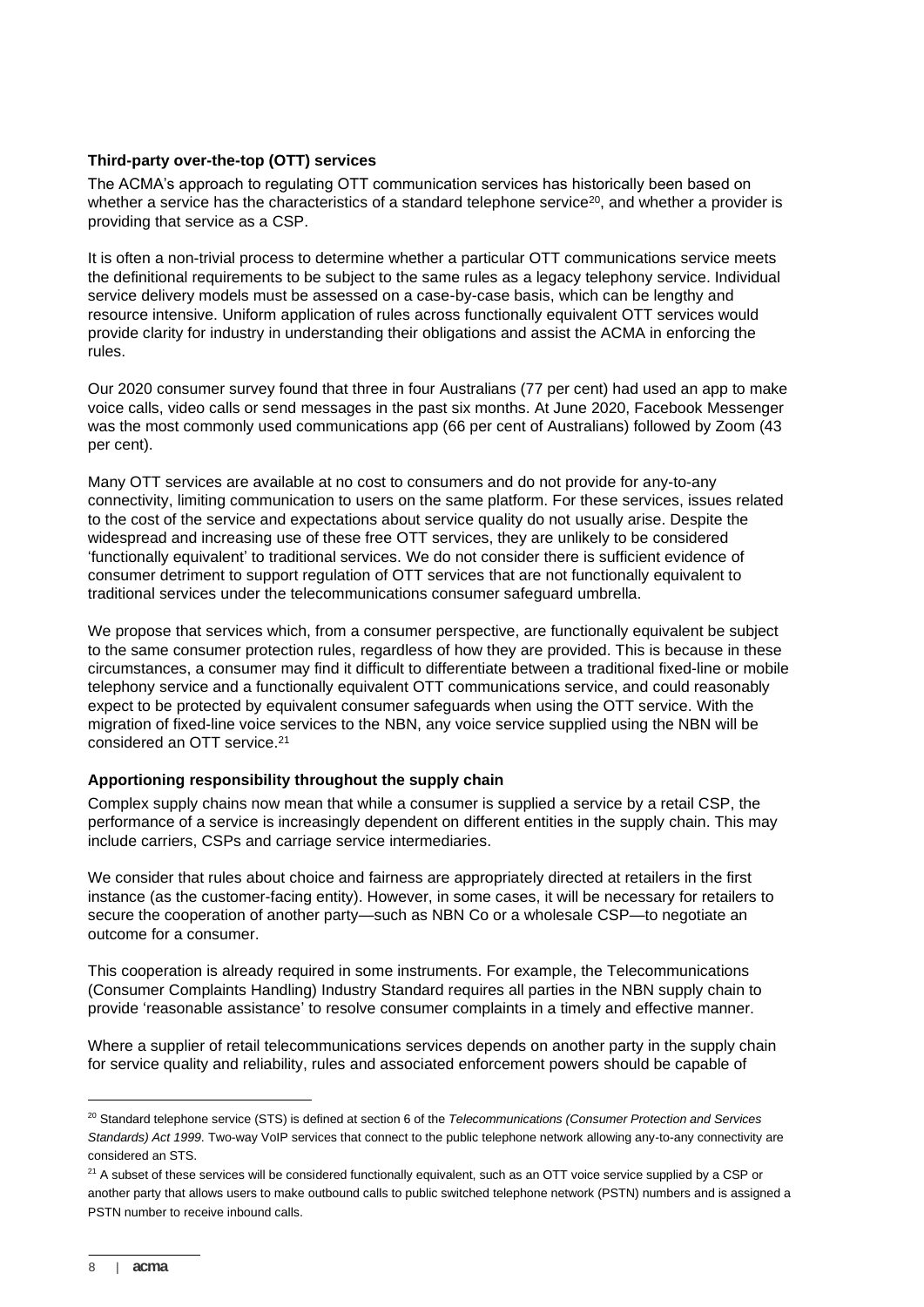**Third-party over-the-top (OTT) services**

The ACMA's approach to regulating OTT communication services has historically been based on whether a service has the characteristics of a standard telephone service[20], and whether a provider is providing that service as a CSP.

It is often a non-trivial process to determine whether a particular OTT communications service meets the definitional requirements to be subject to the same rules as a legacy telephony service. Individual service delivery models must be assessed on a case-by-case basis, which can be lengthy and resource intensive. Uniform application of rules across functionally equivalent OTT services would provide clarity for industry in understanding their obligations and assist the ACMA in enforcing the rules.

Our 2020 consumer survey found that three in four Australians (77 per cent) had used an app to make voice calls, video calls or send messages in the past six months. At June 2020, Facebook Messenger was the most commonly used communications app (66 per cent of Australians) followed by Zoom (43 per cent).

Many OTT services are available at no cost to consumers and do not provide for any-to-any connectivity, limiting communication to users on the same platform. For these services, issues related to the cost of the service and expectations about service quality do not usually arise. Despite the widespread and increasing use of these free OTT services, they are unlikely to be considered 'functionally equivalent' to traditional services. We do not consider there is sufficient evidence of consumer detriment to support regulation of OTT services that are not functionally equivalent to traditional services under the telecommunications consumer safeguard umbrella.

We propose that services which, from a consumer perspective, are functionally equivalent be subject to the same consumer protection rules, regardless of how they are provided. This is because in these circumstances, a consumer may find it difficult to differentiate between a traditional fixed-line or mobile telephony service and a functionally equivalent OTT communications service, and could reasonably expect to be protected by equivalent consumer safeguards when using the OTT service. With the migration of fixed-line voice services to the NBN, any voice service supplied using the NBN will be considered an OTT service.[21]

**Apportioning responsibility throughout the supply chain**

Complex supply chains now mean that while a consumer is supplied a service by a retail CSP, the performance of a service is increasingly dependent on different entities in the supply chain. This may include carriers, CSPs and carriage service intermediaries.

We consider that rules about choice and fairness are appropriately directed at retailers in the first instance (as the customer-facing entity). However, in some cases, it will be necessary for retailers to secure the cooperation of another party—such as NBN Co or a wholesale CSP—to negotiate an outcome for a consumer.

This cooperation is already required in some instruments. For example, the Telecommunications (Consumer Complaints Handling) Industry Standard requires all parties in the NBN supply chain to provide 'reasonable assistance' to resolve consumer complaints in a timely and effective manner.

Where a supplier of retail telecommunications services depends on another party in the supply chain for service quality and reliability, rules and associated enforcement powers should be capable of

---

[20] Standard telephone service (STS) is defined at section 6 of the *Telecommunications (Consumer Protection and Services Standards) Act 1999*. Two-way VoIP services that connect to the public telephone network allowing any-to-any connectivity are considered an STS.

[21] A subset of these services will be considered functionally equivalent, such as an OTT voice service supplied by a CSP or another party that allows users to make outbound calls to public switched telephone network (PSTN) numbers and is assigned a PSTN number to receive inbound calls.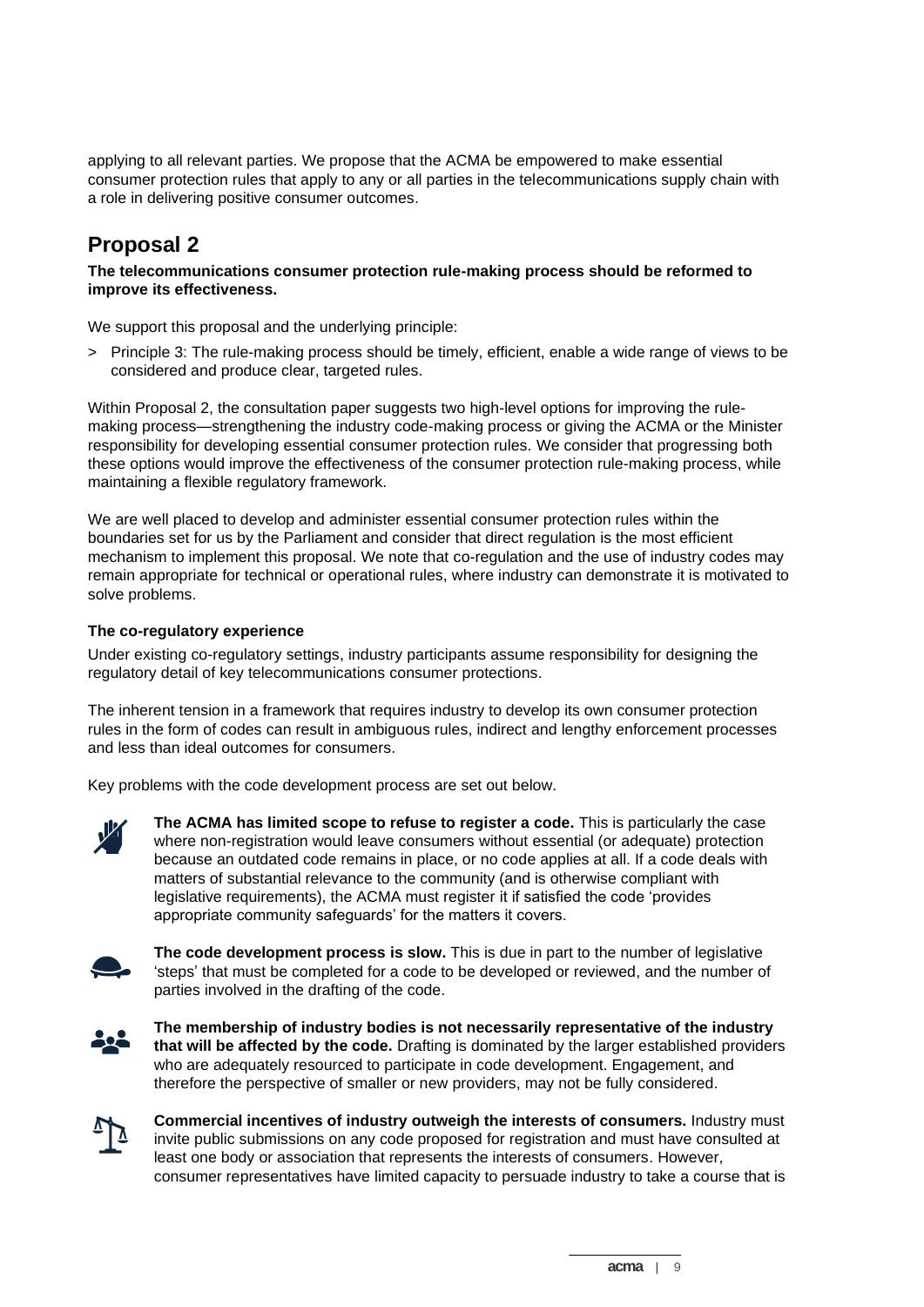applying to all relevant parties. We propose that the ACMA be empowered to make essential consumer protection rules that apply to any or all parties in the telecommunications supply chain with a role in delivering positive consumer outcomes.

## Proposal 2

**The telecommunications consumer protection rule-making process should be reformed to improve its effectiveness.**

We support this proposal and the underlying principle:

> Principle 3: The rule-making process should be timely, efficient, enable a wide range of views to be considered and produce clear, targeted rules.

Within Proposal 2, the consultation paper suggests two high-level options for improving the rule-making process—strengthening the industry code-making process or giving the ACMA or the Minister responsibility for developing essential consumer protection rules. We consider that progressing both these options would improve the effectiveness of the consumer protection rule-making process, while maintaining a flexible regulatory framework.

We are well placed to develop and administer essential consumer protection rules within the boundaries set for us by the Parliament and consider that direct regulation is the most efficient mechanism to implement this proposal. We note that co-regulation and the use of industry codes may remain appropriate for technical or operational rules, where industry can demonstrate it is motivated to solve problems.

### The co-regulatory experience

Under existing co-regulatory settings, industry participants assume responsibility for designing the regulatory detail of key telecommunications consumer protections.

The inherent tension in a framework that requires industry to develop its own consumer protection rules in the form of codes can result in ambiguous rules, indirect and lengthy enforcement processes and less than ideal outcomes for consumers.

Key problems with the code development process are set out below.

**The ACMA has limited scope to refuse to register a code.** This is particularly the case where non-registration would leave consumers without essential (or adequate) protection because an outdated code remains in place, or no code applies at all. If a code deals with matters of substantial relevance to the community (and is otherwise compliant with legislative requirements), the ACMA must register it if satisfied the code 'provides appropriate community safeguards' for the matters it covers.

**The code development process is slow.** This is due in part to the number of legislative 'steps' that must be completed for a code to be developed or reviewed, and the number of parties involved in the drafting of the code.

**The membership of industry bodies is not necessarily representative of the industry that will be affected by the code.** Drafting is dominated by the larger established providers who are adequately resourced to participate in code development. Engagement, and therefore the perspective of smaller or new providers, may not be fully considered.

**Commercial incentives of industry outweigh the interests of consumers.** Industry must invite public submissions on any code proposed for registration and must have consulted at least one body or association that represents the interests of consumers. However, consumer representatives have limited capacity to persuade industry to take a course that is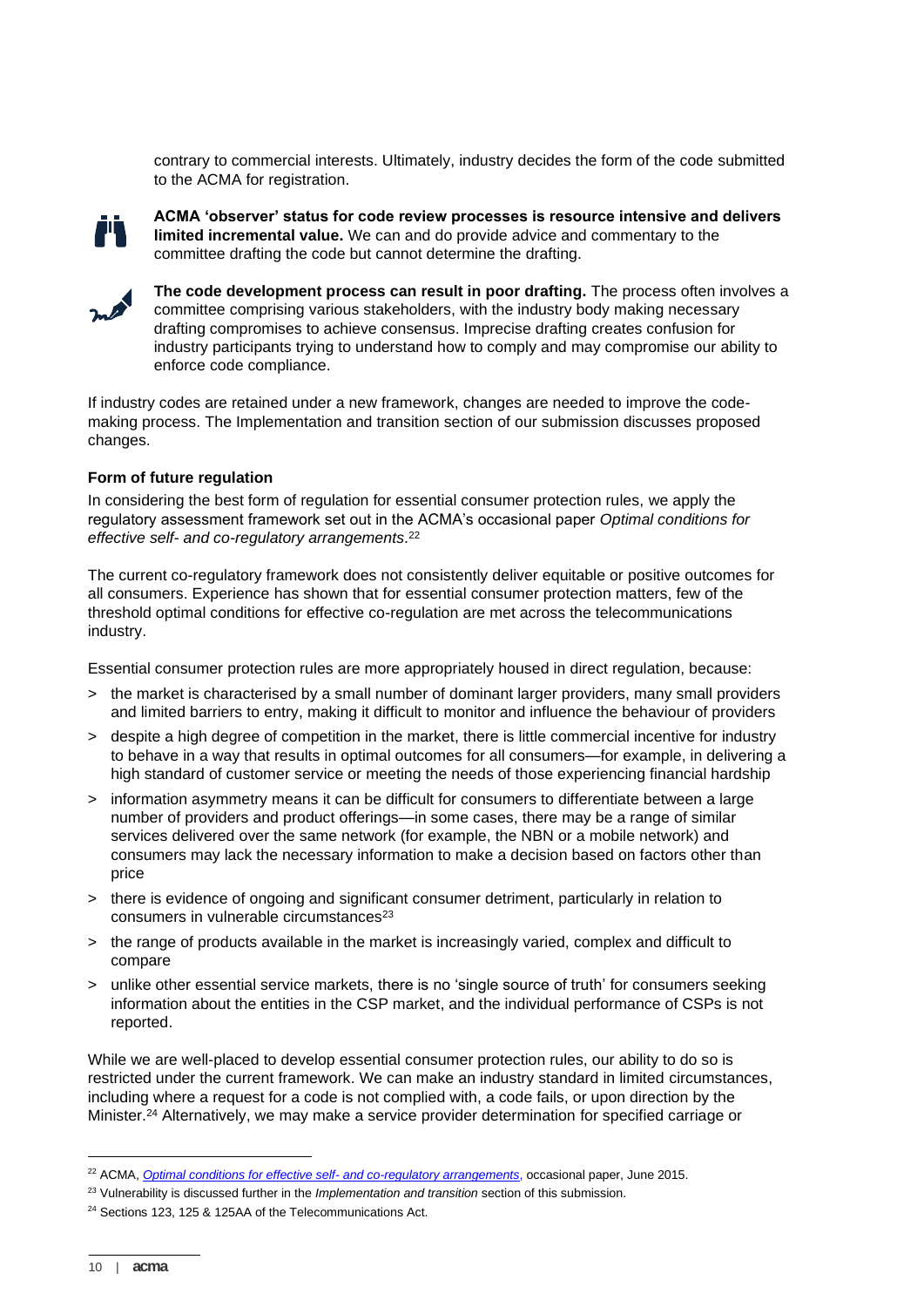contrary to commercial interests. Ultimately, industry decides the form of the code submitted to the ACMA for registration.

**ACMA 'observer' status for code review processes is resource intensive and delivers limited incremental value.** We can and do provide advice and commentary to the committee drafting the code but cannot determine the drafting.

**The code development process can result in poor drafting.** The process often involves a committee comprising various stakeholders, with the industry body making necessary drafting compromises to achieve consensus. Imprecise drafting creates confusion for industry participants trying to understand how to comply and may compromise our ability to enforce code compliance.

If industry codes are retained under a new framework, changes are needed to improve the code-making process. The Implementation and transition section of our submission discusses proposed changes.

**Form of future regulation**

In considering the best form of regulation for essential consumer protection rules, we apply the regulatory assessment framework set out in the ACMA's occasional paper *Optimal conditions for effective self- and co-regulatory arrangements*.[22]

The current co-regulatory framework does not consistently deliver equitable or positive outcomes for all consumers. Experience has shown that for essential consumer protection matters, few of the threshold optimal conditions for effective co-regulation are met across the telecommunications industry.

Essential consumer protection rules are more appropriately housed in direct regulation, because:

> the market is characterised by a small number of dominant larger providers, many small providers and limited barriers to entry, making it difficult to monitor and influence the behaviour of providers

> despite a high degree of competition in the market, there is little commercial incentive for industry to behave in a way that results in optimal outcomes for all consumers—for example, in delivering a high standard of customer service or meeting the needs of those experiencing financial hardship

> information asymmetry means it can be difficult for consumers to differentiate between a large number of providers and product offerings—in some cases, there may be a range of similar services delivered over the same network (for example, the NBN or a mobile network) and consumers may lack the necessary information to make a decision based on factors other than price

> there is evidence of ongoing and significant consumer detriment, particularly in relation to consumers in vulnerable circumstances[23]

> the range of products available in the market is increasingly varied, complex and difficult to compare

> unlike other essential service markets, there is no 'single source of truth' for consumers seeking information about the entities in the CSP market, and the individual performance of CSPs is not reported.

While we are well-placed to develop essential consumer protection rules, our ability to do so is restricted under the current framework. We can make an industry standard in limited circumstances, including where a request for a code is not complied with, a code fails, or upon direction by the Minister.[24] Alternatively, we may make a service provider determination for specified carriage or

[22] ACMA, *Optimal conditions for effective self- and co-regulatory arrangements*, occasional paper, June 2015.

[23] Vulnerability is discussed further in the *Implementation and transition* section of this submission.

[24] Sections 123, 125 & 125AA of the Telecommunications Act.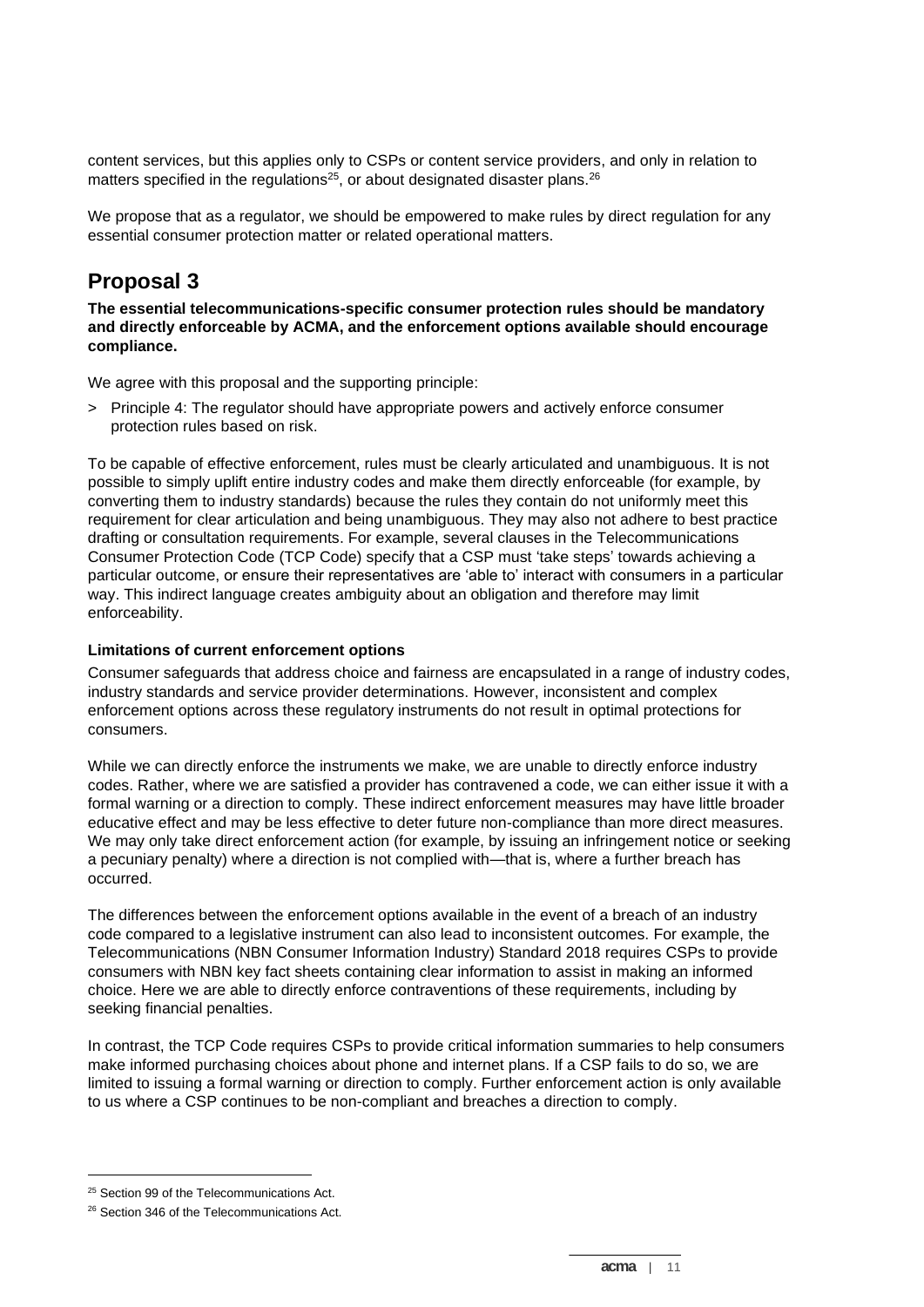content services, but this applies only to CSPs or content service providers, and only in relation to matters specified in the regulations[25], or about designated disaster plans.[26]

We propose that as a regulator, we should be empowered to make rules by direct regulation for any essential consumer protection matter or related operational matters.

## Proposal 3

**The essential telecommunications-specific consumer protection rules should be mandatory and directly enforceable by ACMA, and the enforcement options available should encourage compliance.**

We agree with this proposal and the supporting principle:

> Principle 4: The regulator should have appropriate powers and actively enforce consumer protection rules based on risk.

To be capable of effective enforcement, rules must be clearly articulated and unambiguous. It is not possible to simply uplift entire industry codes and make them directly enforceable (for example, by converting them to industry standards) because the rules they contain do not uniformly meet this requirement for clear articulation and being unambiguous. They may also not adhere to best practice drafting or consultation requirements. For example, several clauses in the Telecommunications Consumer Protection Code (TCP Code) specify that a CSP must 'take steps' towards achieving a particular outcome, or ensure their representatives are 'able to' interact with consumers in a particular way. This indirect language creates ambiguity about an obligation and therefore may limit enforceability.

### Limitations of current enforcement options

Consumer safeguards that address choice and fairness are encapsulated in a range of industry codes, industry standards and service provider determinations. However, inconsistent and complex enforcement options across these regulatory instruments do not result in optimal protections for consumers.

While we can directly enforce the instruments we make, we are unable to directly enforce industry codes. Rather, where we are satisfied a provider has contravened a code, we can either issue it with a formal warning or a direction to comply. These indirect enforcement measures may have little broader educative effect and may be less effective to deter future non-compliance than more direct measures. We may only take direct enforcement action (for example, by issuing an infringement notice or seeking a pecuniary penalty) where a direction is not complied with—that is, where a further breach has occurred.

The differences between the enforcement options available in the event of a breach of an industry code compared to a legislative instrument can also lead to inconsistent outcomes. For example, the Telecommunications (NBN Consumer Information Industry) Standard 2018 requires CSPs to provide consumers with NBN key fact sheets containing clear information to assist in making an informed choice. Here we are able to directly enforce contraventions of these requirements, including by seeking financial penalties.

In contrast, the TCP Code requires CSPs to provide critical information summaries to help consumers make informed purchasing choices about phone and internet plans. If a CSP fails to do so, we are limited to issuing a formal warning or direction to comply. Further enforcement action is only available to us where a CSP continues to be non-compliant and breaches a direction to comply.

---

[25] Section 99 of the Telecommunications Act.

[26] Section 346 of the Telecommunications Act.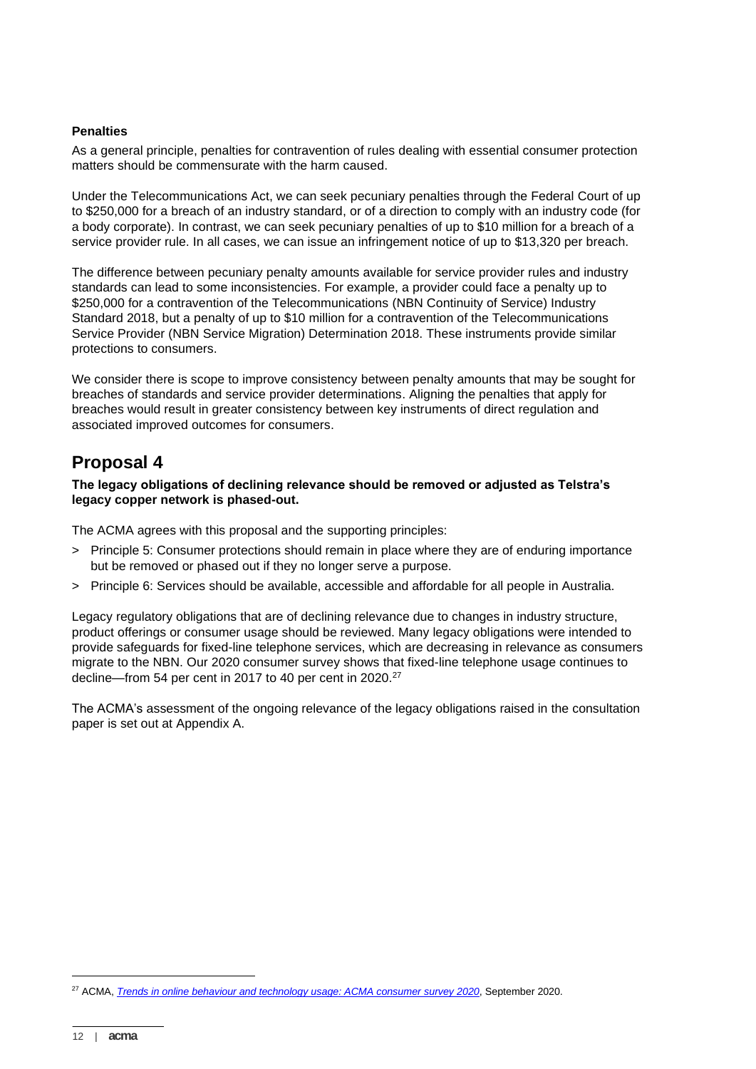**Penalties**

As a general principle, penalties for contravention of rules dealing with essential consumer protection matters should be commensurate with the harm caused.

Under the Telecommunications Act, we can seek pecuniary penalties through the Federal Court of up to $250,000 for a breach of an industry standard, or of a direction to comply with an industry code (for a body corporate). In contrast, we can seek pecuniary penalties of up to $10 million for a breach of a service provider rule. In all cases, we can issue an infringement notice of up to $13,320 per breach.

The difference between pecuniary penalty amounts available for service provider rules and industry standards can lead to some inconsistencies. For example, a provider could face a penalty up to $250,000 for a contravention of the Telecommunications (NBN Continuity of Service) Industry Standard 2018, but a penalty of up to $10 million for a contravention of the Telecommunications Service Provider (NBN Service Migration) Determination 2018. These instruments provide similar protections to consumers.

We consider there is scope to improve consistency between penalty amounts that may be sought for breaches of standards and service provider determinations. Aligning the penalties that apply for breaches would result in greater consistency between key instruments of direct regulation and associated improved outcomes for consumers.

## Proposal 4

**The legacy obligations of declining relevance should be removed or adjusted as Telstra's legacy copper network is phased-out.**

The ACMA agrees with this proposal and the supporting principles:

> Principle 5: Consumer protections should remain in place where they are of enduring importance but be removed or phased out if they no longer serve a purpose.

> Principle 6: Services should be available, accessible and affordable for all people in Australia.

Legacy regulatory obligations that are of declining relevance due to changes in industry structure, product offerings or consumer usage should be reviewed. Many legacy obligations were intended to provide safeguards for fixed-line telephone services, which are decreasing in relevance as consumers migrate to the NBN. Our 2020 consumer survey shows that fixed-line telephone usage continues to decline—from 54 per cent in 2017 to 40 per cent in 2020.[27]

The ACMA's assessment of the ongoing relevance of the legacy obligations raised in the consultation paper is set out at Appendix A.

[27] ACMA, *Trends in online behaviour and technology usage: ACMA consumer survey 2020*, September 2020.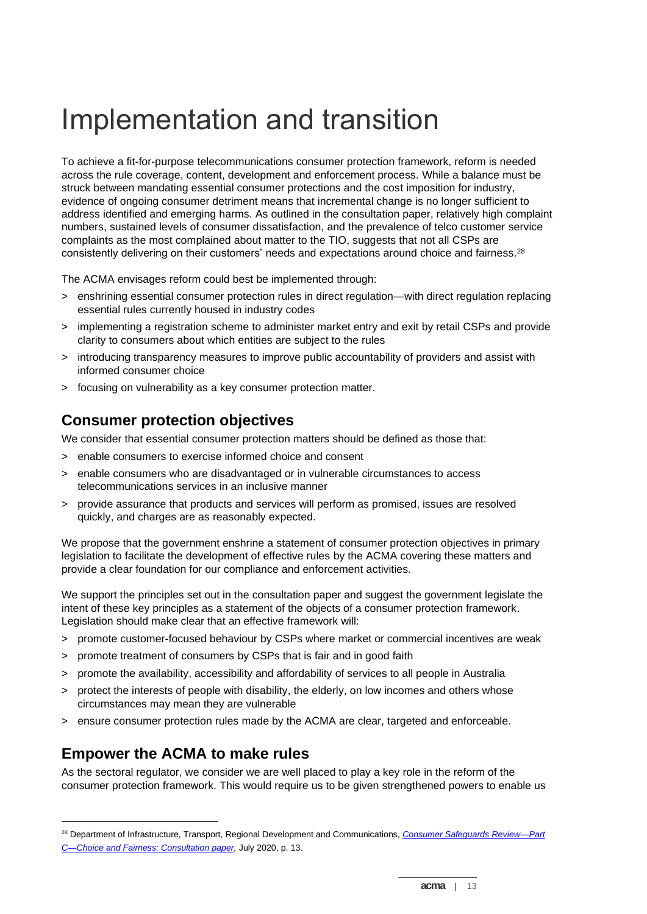# Implementation and transition

To achieve a fit-for-purpose telecommunications consumer protection framework, reform is needed across the rule coverage, content, development and enforcement process. While a balance must be struck between mandating essential consumer protections and the cost imposition for industry, evidence of ongoing consumer detriment means that incremental change is no longer sufficient to address identified and emerging harms. As outlined in the consultation paper, relatively high complaint numbers, sustained levels of consumer dissatisfaction, and the prevalence of telco customer service complaints as the most complained about matter to the TIO, suggests that not all CSPs are consistently delivering on their customers' needs and expectations around choice and fairness.[28]

The ACMA envisages reform could best be implemented through:

> enshrining essential consumer protection rules in direct regulation—with direct regulation replacing essential rules currently housed in industry codes

> implementing a registration scheme to administer market entry and exit by retail CSPs and provide clarity to consumers about which entities are subject to the rules

> introducing transparency measures to improve public accountability of providers and assist with informed consumer choice

> focusing on vulnerability as a key consumer protection matter.

## Consumer protection objectives

We consider that essential consumer protection matters should be defined as those that:

> enable consumers to exercise informed choice and consent

> enable consumers who are disadvantaged or in vulnerable circumstances to access telecommunications services in an inclusive manner

> provide assurance that products and services will perform as promised, issues are resolved quickly, and charges are as reasonably expected.

We propose that the government enshrine a statement of consumer protection objectives in primary legislation to facilitate the development of effective rules by the ACMA covering these matters and provide a clear foundation for our compliance and enforcement activities.

We support the principles set out in the consultation paper and suggest the government legislate the intent of these key principles as a statement of the objects of a consumer protection framework. Legislation should make clear that an effective framework will:

> promote customer-focused behaviour by CSPs where market or commercial incentives are weak

> promote treatment of consumers by CSPs that is fair and in good faith

> promote the availability, accessibility and affordability of services to all people in Australia

> protect the interests of people with disability, the elderly, on low incomes and others whose circumstances may mean they are vulnerable

> ensure consumer protection rules made by the ACMA are clear, targeted and enforceable.

## Empower the ACMA to make rules

As the sectoral regulator, we consider we are well placed to play a key role in the reform of the consumer protection framework. This would require us to be given strengthened powers to enable us

---

[28] Department of Infrastructure, Transport, Regional Development and Communications, *Consumer Safeguards Review—Part C—Choice and Fairness: Consultation paper,* July 2020, p. 13.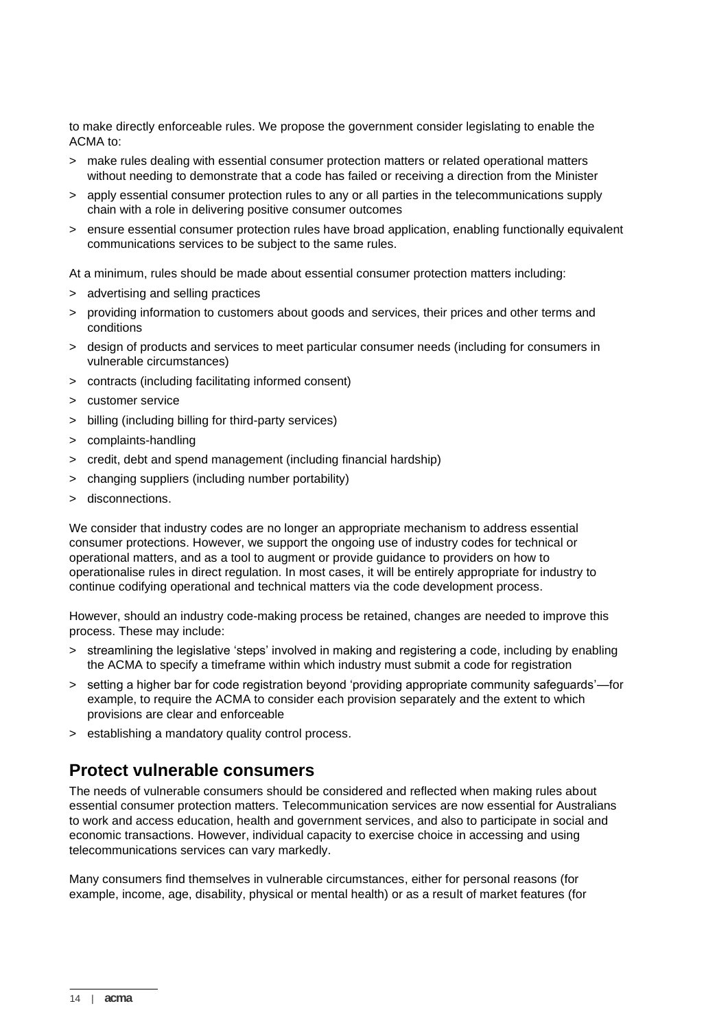to make directly enforceable rules. We propose the government consider legislating to enable the ACMA to:

- make rules dealing with essential consumer protection matters or related operational matters without needing to demonstrate that a code has failed or receiving a direction from the Minister
- apply essential consumer protection rules to any or all parties in the telecommunications supply chain with a role in delivering positive consumer outcomes
- ensure essential consumer protection rules have broad application, enabling functionally equivalent communications services to be subject to the same rules.

At a minimum, rules should be made about essential consumer protection matters including:

- advertising and selling practices
- providing information to customers about goods and services, their prices and other terms and conditions
- design of products and services to meet particular consumer needs (including for consumers in vulnerable circumstances)
- contracts (including facilitating informed consent)
- customer service
- billing (including billing for third-party services)
- complaints-handling
- credit, debt and spend management (including financial hardship)
- changing suppliers (including number portability)
- disconnections.

We consider that industry codes are no longer an appropriate mechanism to address essential consumer protections. However, we support the ongoing use of industry codes for technical or operational matters, and as a tool to augment or provide guidance to providers on how to operationalise rules in direct regulation. In most cases, it will be entirely appropriate for industry to continue codifying operational and technical matters via the code development process.

However, should an industry code-making process be retained, changes are needed to improve this process. These may include:

- streamlining the legislative 'steps' involved in making and registering a code, including by enabling the ACMA to specify a timeframe within which industry must submit a code for registration
- setting a higher bar for code registration beyond 'providing appropriate community safeguards'—for example, to require the ACMA to consider each provision separately and the extent to which provisions are clear and enforceable
- establishing a mandatory quality control process.

## Protect vulnerable consumers

The needs of vulnerable consumers should be considered and reflected when making rules about essential consumer protection matters. Telecommunication services are now essential for Australians to work and access education, health and government services, and also to participate in social and economic transactions. However, individual capacity to exercise choice in accessing and using telecommunications services can vary markedly.

Many consumers find themselves in vulnerable circumstances, either for personal reasons (for example, income, age, disability, physical or mental health) or as a result of market features (for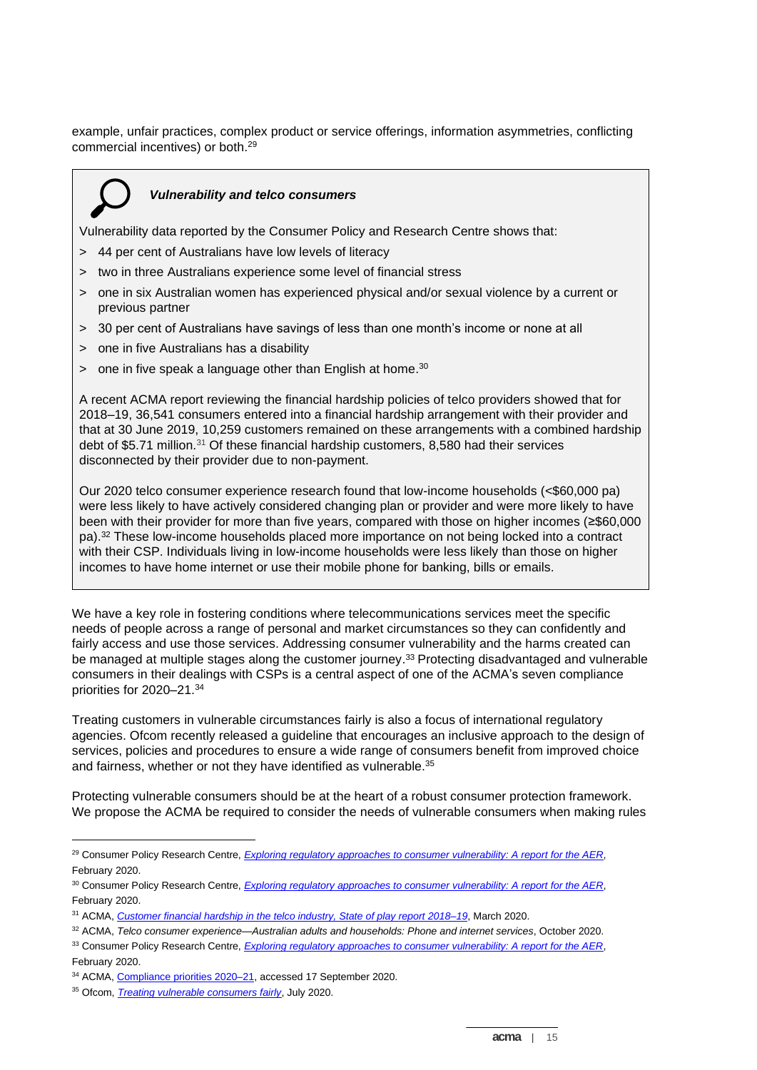example, unfair practices, complex product or service offerings, information asymmetries, conflicting commercial incentives) or both.[29]

> ***Vulnerability and telco consumers***
>
> Vulnerability data reported by the Consumer Policy and Research Centre shows that:
>
> - 44 per cent of Australians have low levels of literacy
> - two in three Australians experience some level of financial stress
> - one in six Australian women has experienced physical and/or sexual violence by a current or previous partner
> - 30 per cent of Australians have savings of less than one month's income or none at all
> - one in five Australians has a disability
> - one in five speak a language other than English at home.[30]
>
> A recent ACMA report reviewing the financial hardship policies of telco providers showed that for 2018–19, 36,541 consumers entered into a financial hardship arrangement with their provider and that at 30 June 2019, 10,259 customers remained on these arrangements with a combined hardship debt of $5.71 million.[31] Of these financial hardship customers, 8,580 had their services disconnected by their provider due to non-payment.
>
> Our 2020 telco consumer experience research found that low-income households (<$60,000 pa) were less likely to have actively considered changing plan or provider and were more likely to have been with their provider for more than five years, compared with those on higher incomes (≥$60,000 pa).[32] These low-income households placed more importance on not being locked into a contract with their CSP. Individuals living in low-income households were less likely than those on higher incomes to have home internet or use their mobile phone for banking, bills or emails.

We have a key role in fostering conditions where telecommunications services meet the specific needs of people across a range of personal and market circumstances so they can confidently and fairly access and use those services. Addressing consumer vulnerability and the harms created can be managed at multiple stages along the customer journey.[33] Protecting disadvantaged and vulnerable consumers in their dealings with CSPs is a central aspect of one of the ACMA's seven compliance priorities for 2020–21.[34]

Treating customers in vulnerable circumstances fairly is also a focus of international regulatory agencies. Ofcom recently released a guideline that encourages an inclusive approach to the design of services, policies and procedures to ensure a wide range of consumers benefit from improved choice and fairness, whether or not they have identified as vulnerable.[35]

Protecting vulnerable consumers should be at the heart of a robust consumer protection framework. We propose the ACMA be required to consider the needs of vulnerable consumers when making rules

---

[29] Consumer Policy Research Centre, *Exploring regulatory approaches to consumer vulnerability: A report for the AER*, February 2020.

[30] Consumer Policy Research Centre, *Exploring regulatory approaches to consumer vulnerability: A report for the AER*, February 2020.

[31] ACMA, *Customer financial hardship in the telco industry, State of play report 2018–19*, March 2020.

[32] ACMA, *Telco consumer experience—Australian adults and households: Phone and internet services*, October 2020.

[33] Consumer Policy Research Centre, *Exploring regulatory approaches to consumer vulnerability: A report for the AER*, February 2020.

[34] ACMA, Compliance priorities 2020–21, accessed 17 September 2020.

[35] Ofcom, *Treating vulnerable consumers fairly*, July 2020.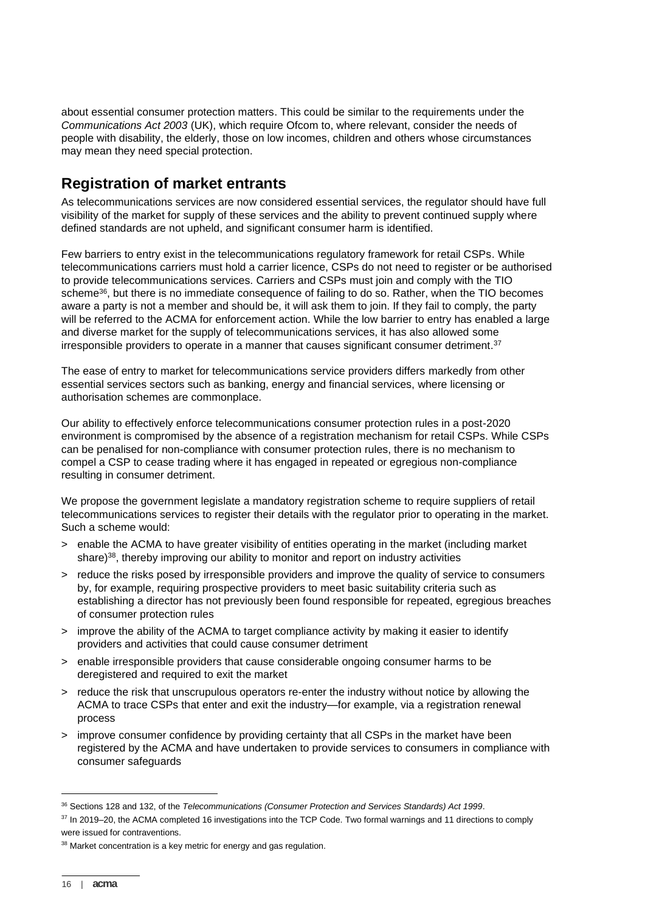about essential consumer protection matters. This could be similar to the requirements under the *Communications Act 2003* (UK), which require Ofcom to, where relevant, consider the needs of people with disability, the elderly, those on low incomes, children and others whose circumstances may mean they need special protection.

## Registration of market entrants

As telecommunications services are now considered essential services, the regulator should have full visibility of the market for supply of these services and the ability to prevent continued supply where defined standards are not upheld, and significant consumer harm is identified.

Few barriers to entry exist in the telecommunications regulatory framework for retail CSPs. While telecommunications carriers must hold a carrier licence, CSPs do not need to register or be authorised to provide telecommunications services. Carriers and CSPs must join and comply with the TIO scheme[36], but there is no immediate consequence of failing to do so. Rather, when the TIO becomes aware a party is not a member and should be, it will ask them to join. If they fail to comply, the party will be referred to the ACMA for enforcement action. While the low barrier to entry has enabled a large and diverse market for the supply of telecommunications services, it has also allowed some irresponsible providers to operate in a manner that causes significant consumer detriment.[37]

The ease of entry to market for telecommunications service providers differs markedly from other essential services sectors such as banking, energy and financial services, where licensing or authorisation schemes are commonplace.

Our ability to effectively enforce telecommunications consumer protection rules in a post-2020 environment is compromised by the absence of a registration mechanism for retail CSPs. While CSPs can be penalised for non-compliance with consumer protection rules, there is no mechanism to compel a CSP to cease trading where it has engaged in repeated or egregious non-compliance resulting in consumer detriment.

We propose the government legislate a mandatory registration scheme to require suppliers of retail telecommunications services to register their details with the regulator prior to operating in the market. Such a scheme would:

> enable the ACMA to have greater visibility of entities operating in the market (including market share)[38], thereby improving our ability to monitor and report on industry activities

> reduce the risks posed by irresponsible providers and improve the quality of service to consumers by, for example, requiring prospective providers to meet basic suitability criteria such as establishing a director has not previously been found responsible for repeated, egregious breaches of consumer protection rules

> improve the ability of the ACMA to target compliance activity by making it easier to identify providers and activities that could cause consumer detriment

> enable irresponsible providers that cause considerable ongoing consumer harms to be deregistered and required to exit the market

> reduce the risk that unscrupulous operators re-enter the industry without notice by allowing the ACMA to trace CSPs that enter and exit the industry—for example, via a registration renewal process

> improve consumer confidence by providing certainty that all CSPs in the market have been registered by the ACMA and have undertaken to provide services to consumers in compliance with consumer safeguards

---

[36] Sections 128 and 132, of the *Telecommunications (Consumer Protection and Services Standards) Act 1999*.

[37] In 2019–20, the ACMA completed 16 investigations into the TCP Code. Two formal warnings and 11 directions to comply were issued for contraventions.

[38] Market concentration is a key metric for energy and gas regulation.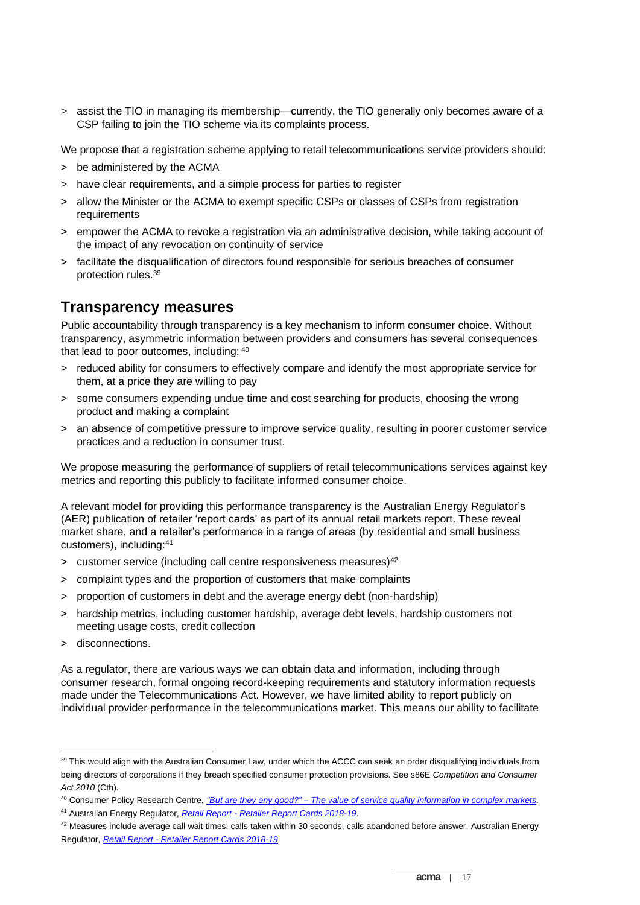- assist the TIO in managing its membership—currently, the TIO generally only becomes aware of a CSP failing to join the TIO scheme via its complaints process.

We propose that a registration scheme applying to retail telecommunications service providers should:

- be administered by the ACMA
- have clear requirements, and a simple process for parties to register
- allow the Minister or the ACMA to exempt specific CSPs or classes of CSPs from registration requirements
- empower the ACMA to revoke a registration via an administrative decision, while taking account of the impact of any revocation on continuity of service
- facilitate the disqualification of directors found responsible for serious breaches of consumer protection rules.[39]

## Transparency measures

Public accountability through transparency is a key mechanism to inform consumer choice. Without transparency, asymmetric information between providers and consumers has several consequences that lead to poor outcomes, including: [40]

- reduced ability for consumers to effectively compare and identify the most appropriate service for them, at a price they are willing to pay
- some consumers expending undue time and cost searching for products, choosing the wrong product and making a complaint
- an absence of competitive pressure to improve service quality, resulting in poorer customer service practices and a reduction in consumer trust.

We propose measuring the performance of suppliers of retail telecommunications services against key metrics and reporting this publicly to facilitate informed consumer choice.

A relevant model for providing this performance transparency is the Australian Energy Regulator's (AER) publication of retailer 'report cards' as part of its annual retail markets report. These reveal market share, and a retailer's performance in a range of areas (by residential and small business customers), including:[41]

- customer service (including call centre responsiveness measures)[42]
- complaint types and the proportion of customers that make complaints
- proportion of customers in debt and the average energy debt (non-hardship)
- hardship metrics, including customer hardship, average debt levels, hardship customers not meeting usage costs, credit collection
- disconnections.

As a regulator, there are various ways we can obtain data and information, including through consumer research, formal ongoing record-keeping requirements and statutory information requests made under the Telecommunications Act. However, we have limited ability to report publicly on individual provider performance in the telecommunications market. This means our ability to facilitate

---

[39] This would align with the Australian Consumer Law, under which the ACCC can seek an order disqualifying individuals from being directors of corporations if they breach specified consumer protection provisions. See s86E *Competition and Consumer Act 2010* (Cth).

[40] Consumer Policy Research Centre, *"But are they any good?" – The value of service quality information in complex markets*.

[41] Australian Energy Regulator, *Retail Report - Retailer Report Cards 2018-19*.

[42] Measures include average call wait times, calls taken within 30 seconds, calls abandoned before answer, Australian Energy Regulator, *Retail Report - Retailer Report Cards 2018-19*.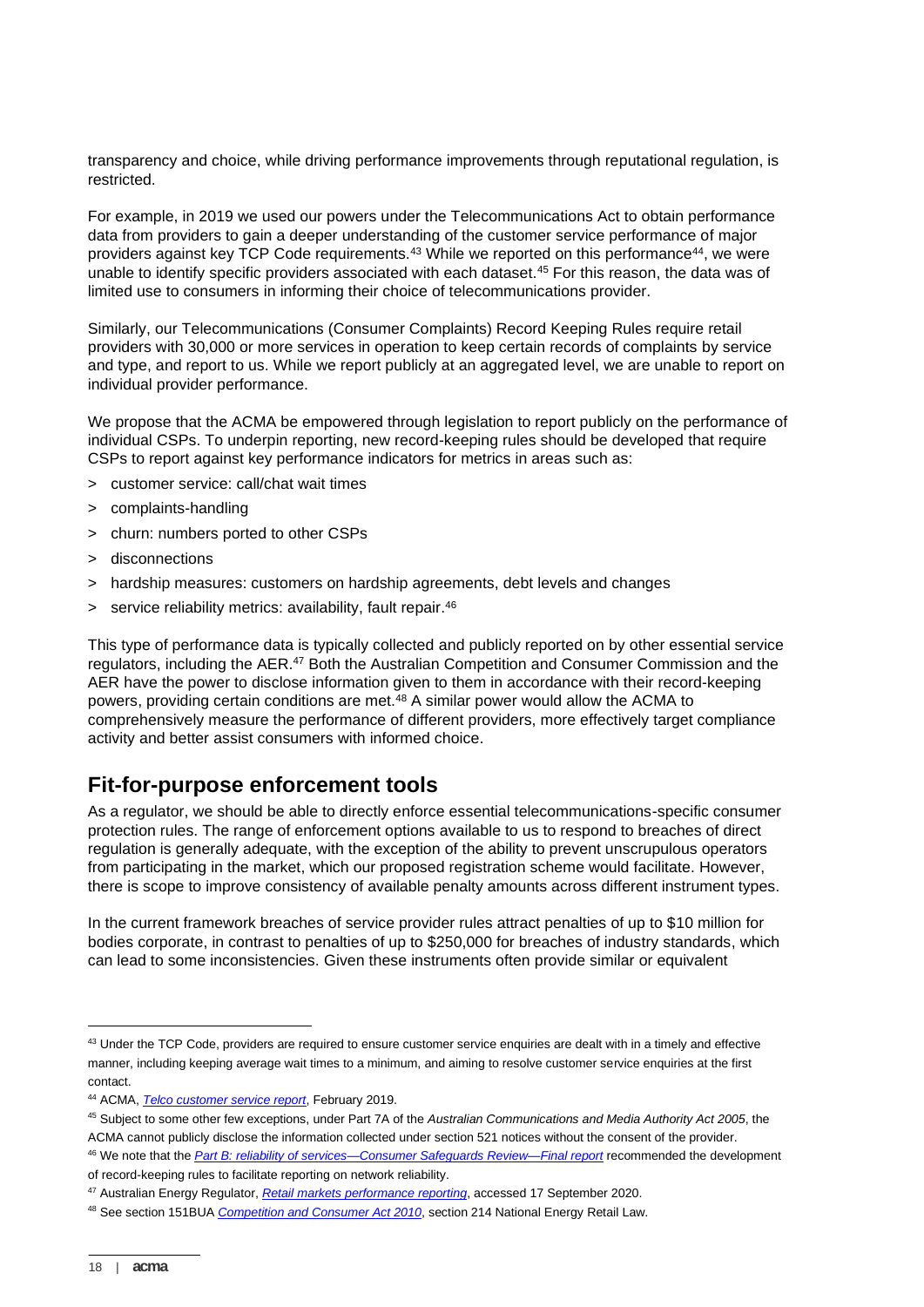transparency and choice, while driving performance improvements through reputational regulation, is restricted.

For example, in 2019 we used our powers under the Telecommunications Act to obtain performance data from providers to gain a deeper understanding of the customer service performance of major providers against key TCP Code requirements.[43] While we reported on this performance[44], we were unable to identify specific providers associated with each dataset.[45] For this reason, the data was of limited use to consumers in informing their choice of telecommunications provider.

Similarly, our Telecommunications (Consumer Complaints) Record Keeping Rules require retail providers with 30,000 or more services in operation to keep certain records of complaints by service and type, and report to us. While we report publicly at an aggregated level, we are unable to report on individual provider performance.

We propose that the ACMA be empowered through legislation to report publicly on the performance of individual CSPs. To underpin reporting, new record-keeping rules should be developed that require CSPs to report against key performance indicators for metrics in areas such as:

> customer service: call/chat wait times
> complaints-handling
> churn: numbers ported to other CSPs
> disconnections
> hardship measures: customers on hardship agreements, debt levels and changes
> service reliability metrics: availability, fault repair.[46]

This type of performance data is typically collected and publicly reported on by other essential service regulators, including the AER.[47] Both the Australian Competition and Consumer Commission and the AER have the power to disclose information given to them in accordance with their record-keeping powers, providing certain conditions are met.[48] A similar power would allow the ACMA to comprehensively measure the performance of different providers, more effectively target compliance activity and better assist consumers with informed choice.

## Fit-for-purpose enforcement tools

As a regulator, we should be able to directly enforce essential telecommunications-specific consumer protection rules. The range of enforcement options available to us to respond to breaches of direct regulation is generally adequate, with the exception of the ability to prevent unscrupulous operators from participating in the market, which our proposed registration scheme would facilitate. However, there is scope to improve consistency of available penalty amounts across different instrument types.

In the current framework breaches of service provider rules attract penalties of up to $10 million for bodies corporate, in contrast to penalties of up to $250,000 for breaches of industry standards, which can lead to some inconsistencies. Given these instruments often provide similar or equivalent

---

[43] Under the TCP Code, providers are required to ensure customer service enquiries are dealt with in a timely and effective manner, including keeping average wait times to a minimum, and aiming to resolve customer service enquiries at the first contact.

[44] ACMA, *Telco customer service report*, February 2019.

[45] Subject to some other few exceptions, under Part 7A of the *Australian Communications and Media Authority Act 2005*, the ACMA cannot publicly disclose the information collected under section 521 notices without the consent of the provider.

[46] We note that the *Part B: reliability of services—Consumer Safeguards Review—Final report* recommended the development of record-keeping rules to facilitate reporting on network reliability.

[47] Australian Energy Regulator, *Retail markets performance reporting*, accessed 17 September 2020.

[48] See section 151BUA *Competition and Consumer Act 2010*, section 214 National Energy Retail Law.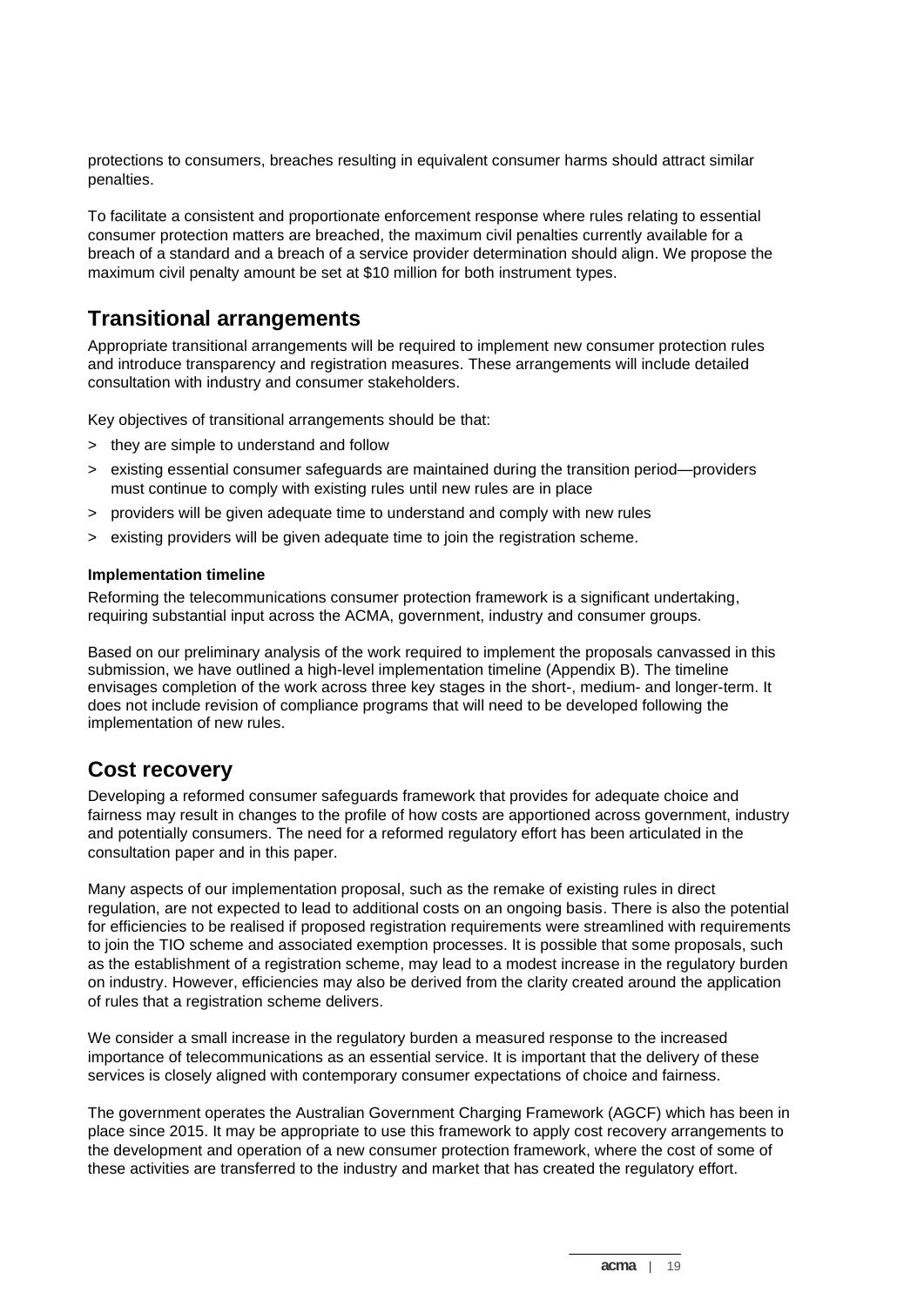protections to consumers, breaches resulting in equivalent consumer harms should attract similar penalties.

To facilitate a consistent and proportionate enforcement response where rules relating to essential consumer protection matters are breached, the maximum civil penalties currently available for a breach of a standard and a breach of a service provider determination should align. We propose the maximum civil penalty amount be set at $10 million for both instrument types.

## Transitional arrangements

Appropriate transitional arrangements will be required to implement new consumer protection rules and introduce transparency and registration measures. These arrangements will include detailed consultation with industry and consumer stakeholders.

Key objectives of transitional arrangements should be that:

> they are simple to understand and follow

> existing essential consumer safeguards are maintained during the transition period—providers must continue to comply with existing rules until new rules are in place

> providers will be given adequate time to understand and comply with new rules

> existing providers will be given adequate time to join the registration scheme.

**Implementation timeline**

Reforming the telecommunications consumer protection framework is a significant undertaking, requiring substantial input across the ACMA, government, industry and consumer groups.

Based on our preliminary analysis of the work required to implement the proposals canvassed in this submission, we have outlined a high-level implementation timeline (Appendix B). The timeline envisages completion of the work across three key stages in the short-, medium- and longer-term. It does not include revision of compliance programs that will need to be developed following the implementation of new rules.

## Cost recovery

Developing a reformed consumer safeguards framework that provides for adequate choice and fairness may result in changes to the profile of how costs are apportioned across government, industry and potentially consumers. The need for a reformed regulatory effort has been articulated in the consultation paper and in this paper.

Many aspects of our implementation proposal, such as the remake of existing rules in direct regulation, are not expected to lead to additional costs on an ongoing basis. There is also the potential for efficiencies to be realised if proposed registration requirements were streamlined with requirements to join the TIO scheme and associated exemption processes. It is possible that some proposals, such as the establishment of a registration scheme, may lead to a modest increase in the regulatory burden on industry. However, efficiencies may also be derived from the clarity created around the application of rules that a registration scheme delivers.

We consider a small increase in the regulatory burden a measured response to the increased importance of telecommunications as an essential service. It is important that the delivery of these services is closely aligned with contemporary consumer expectations of choice and fairness.

The government operates the Australian Government Charging Framework (AGCF) which has been in place since 2015. It may be appropriate to use this framework to apply cost recovery arrangements to the development and operation of a new consumer protection framework, where the cost of some of these activities are transferred to the industry and market that has created the regulatory effort.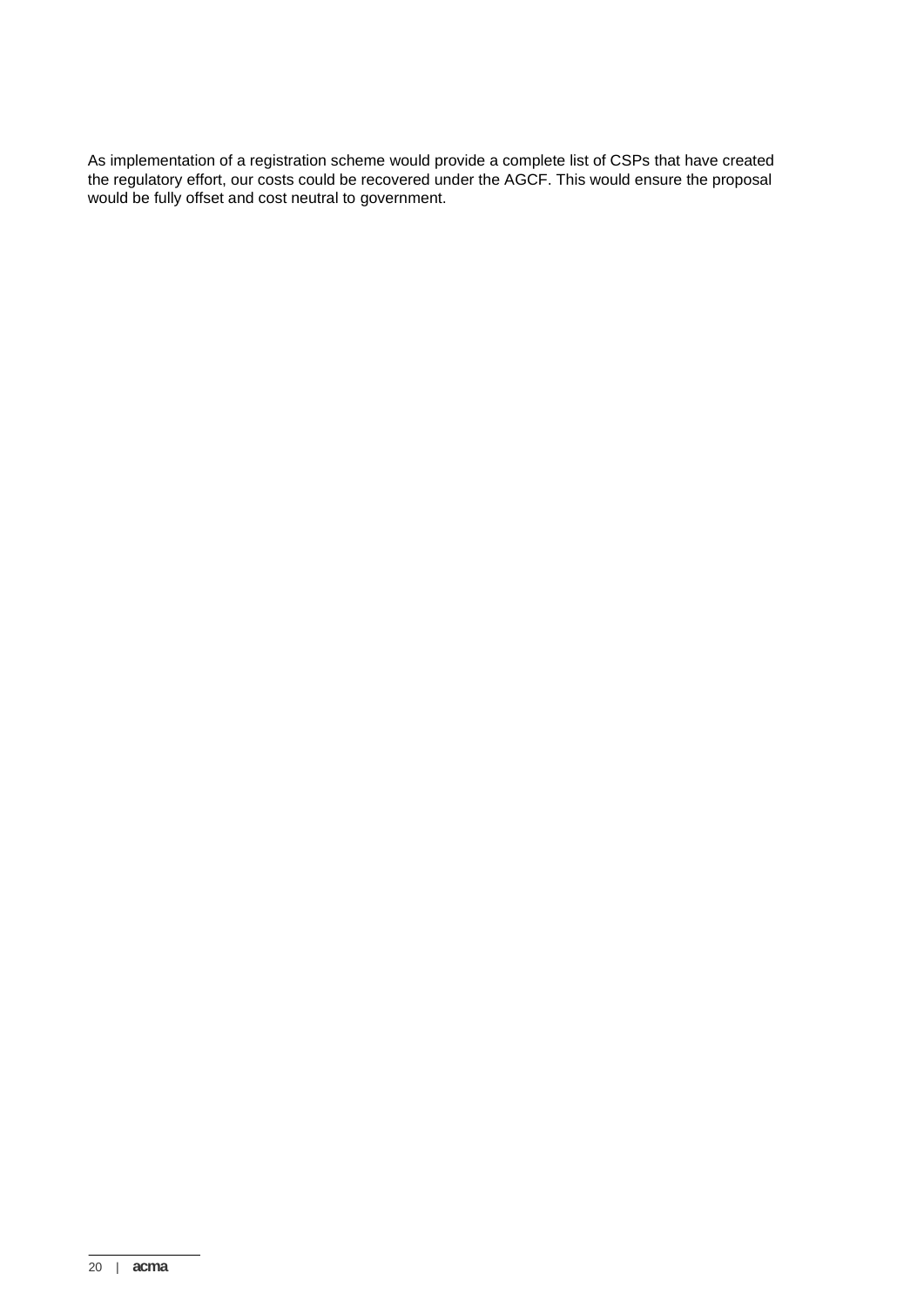As implementation of a registration scheme would provide a complete list of CSPs that have created the regulatory effort, our costs could be recovered under the AGCF. This would ensure the proposal would be fully offset and cost neutral to government.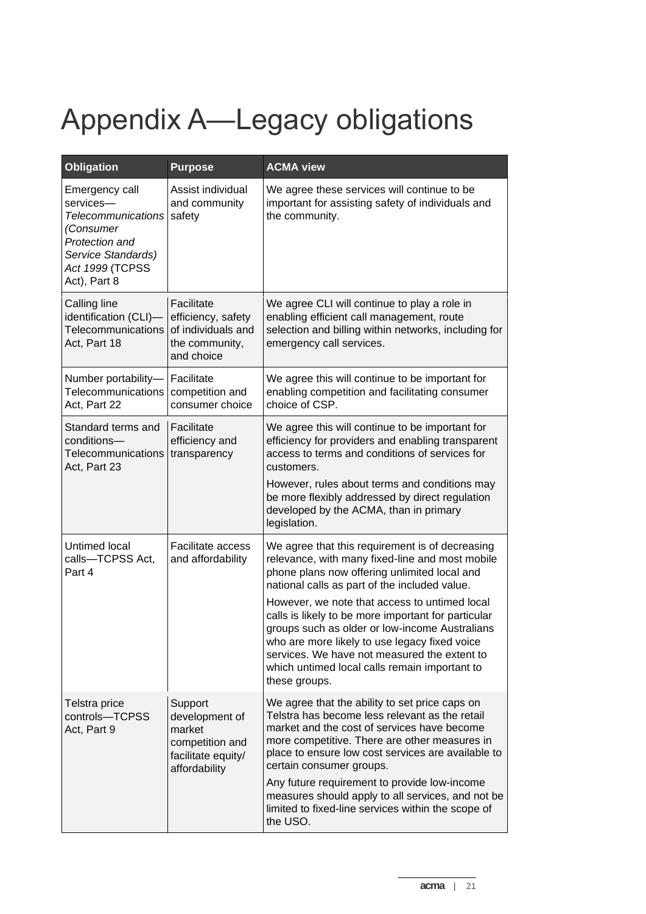# Appendix A—Legacy obligations

| Obligation | Purpose | ACMA view |
| --- | --- | --- |
| Emergency call services—*Telecommunications (Consumer Protection and Service Standards) Act 1999* (TCPSS Act), Part 8 | Assist individual and community safety | We agree these services will continue to be important for assisting safety of individuals and the community. |
| Calling line identification (CLI)—Telecommunications Act, Part 18 | Facilitate efficiency, safety of individuals and the community, and choice | We agree CLI will continue to play a role in enabling efficient call management, route selection and billing within networks, including for emergency call services. |
| Number portability—Telecommunications Act, Part 22 | Facilitate competition and consumer choice | We agree this will continue to be important for enabling competition and facilitating consumer choice of CSP. |
| Standard terms and conditions—Telecommunications Act, Part 23 | Facilitate efficiency and transparency | We agree this will continue to be important for efficiency for providers and enabling transparent access to terms and conditions of services for customers.<br><br>However, rules about terms and conditions may be more flexibly addressed by direct regulation developed by the ACMA, than in primary legislation. |
| Untimed local calls—TCPSS Act, Part 4 | Facilitate access and affordability | We agree that this requirement is of decreasing relevance, with many fixed-line and most mobile phone plans now offering unlimited local and national calls as part of the included value.<br><br>However, we note that access to untimed local calls is likely to be more important for particular groups such as older or low-income Australians who are more likely to use legacy fixed voice services. We have not measured the extent to which untimed local calls remain important to these groups. |
| Telstra price controls—TCPSS Act, Part 9 | Support development of market competition and facilitate equity/ affordability | We agree that the ability to set price caps on Telstra has become less relevant as the retail market and the cost of services have become more competitive. There are other measures in place to ensure low cost services are available to certain consumer groups.<br><br>Any future requirement to provide low-income measures should apply to all services, and not be limited to fixed-line services within the scope of the USO. |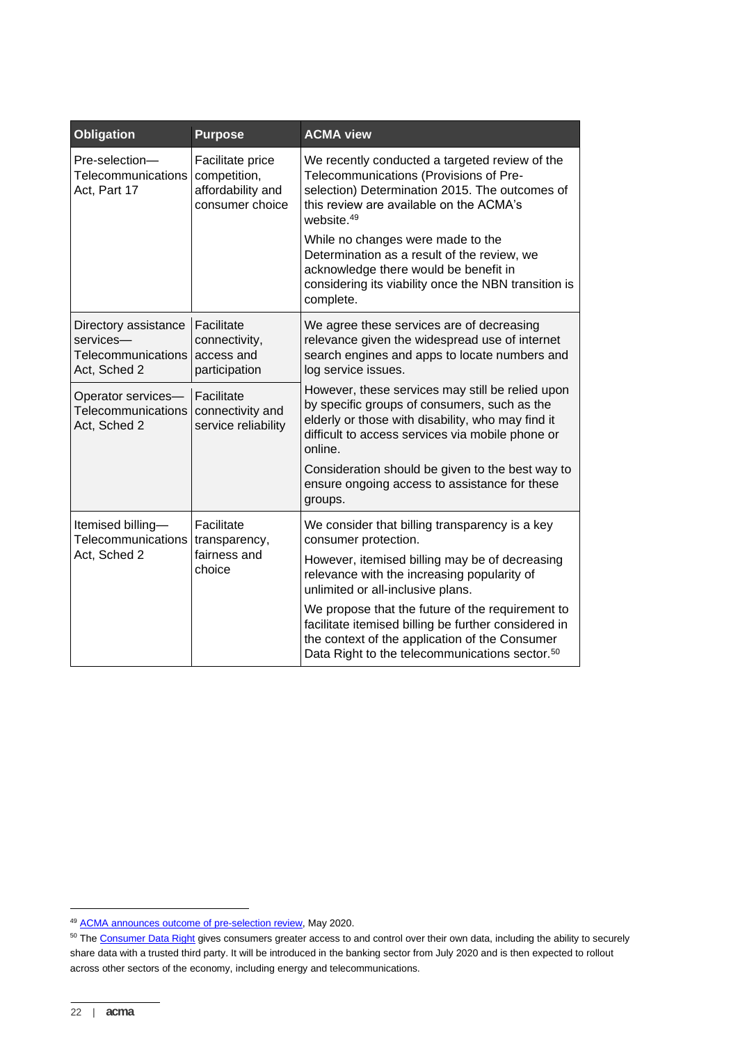| Obligation | Purpose | ACMA view |
| --- | --- | --- |
| Pre-selection—Telecommunications Act, Part 17 | Facilitate price competition, affordability and consumer choice | We recently conducted a targeted review of the Telecommunications (Provisions of Pre-selection) Determination 2015. The outcomes of this review are available on the ACMA's website.[49]<br><br>While no changes were made to the Determination as a result of the review, we acknowledge there would be benefit in considering its viability once the NBN transition is complete. |
| Directory assistance services—Telecommunications Act, Sched 2 | Facilitate connectivity, access and participation | We agree these services are of decreasing relevance given the widespread use of internet search engines and apps to locate numbers and log service issues.<br><br>However, these services may still be relied upon by specific groups of consumers, such as the elderly or those with disability, who may find it difficult to access services via mobile phone or online.<br><br>Consideration should be given to the best way to ensure ongoing access to assistance for these groups. |
| Operator services—Telecommunications Act, Sched 2 | Facilitate connectivity and service reliability | |
| Itemised billing—Telecommunications Act, Sched 2 | Facilitate transparency, fairness and choice | We consider that billing transparency is a key consumer protection.<br><br>However, itemised billing may be of decreasing relevance with the increasing popularity of unlimited or all-inclusive plans.<br><br>We propose that the future of the requirement to facilitate itemised billing be further considered in the context of the application of the Consumer Data Right to the telecommunications sector.[50] |

[49] ACMA announces outcome of pre-selection review, May 2020.

[50] The Consumer Data Right gives consumers greater access to and control over their own data, including the ability to securely share data with a trusted third party. It will be introduced in the banking sector from July 2020 and is then expected to rollout across other sectors of the economy, including energy and telecommunications.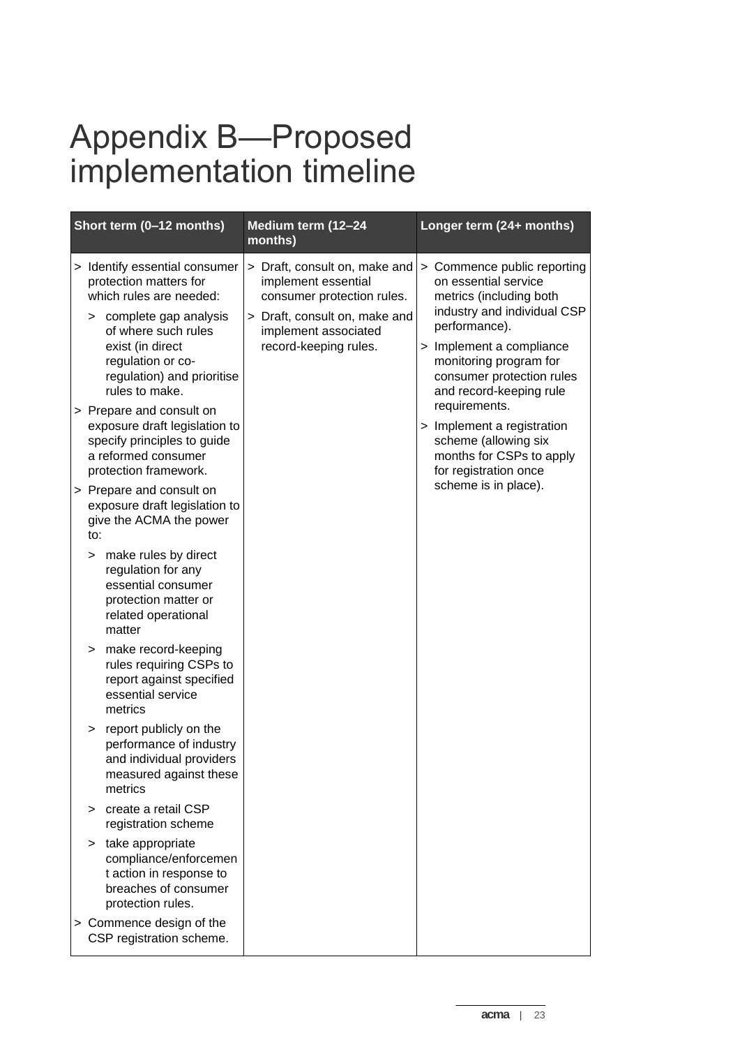# Appendix B—Proposed implementation timeline

| Short term (0–12 months) | Medium term (12–24 months) | Longer term (24+ months) |
|---|---|---|
| > Identify essential consumer protection matters for which rules are needed:<br>  > complete gap analysis of where such rules exist (in direct regulation or co-regulation) and prioritise rules to make.<br>> Prepare and consult on exposure draft legislation to specify principles to guide a reformed consumer protection framework.<br>> Prepare and consult on exposure draft legislation to give the ACMA the power to:<br>  > make rules by direct regulation for any essential consumer protection matter or related operational matter<br>  > make record-keeping rules requiring CSPs to report against specified essential service metrics<br>  > report publicly on the performance of industry and individual providers measured against these metrics<br>  > create a retail CSP registration scheme<br>  > take appropriate compliance/enforcement action in response to breaches of consumer protection rules.<br>> Commence design of the CSP registration scheme. | > Draft, consult on, make and implement essential consumer protection rules.<br>> Draft, consult on, make and implement associated record-keeping rules. | > Commence public reporting on essential service metrics (including both industry and individual CSP performance).<br>> Implement a compliance monitoring program for consumer protection rules and record-keeping rule requirements.<br>> Implement a registration scheme (allowing six months for CSPs to apply for registration once scheme is in place). |